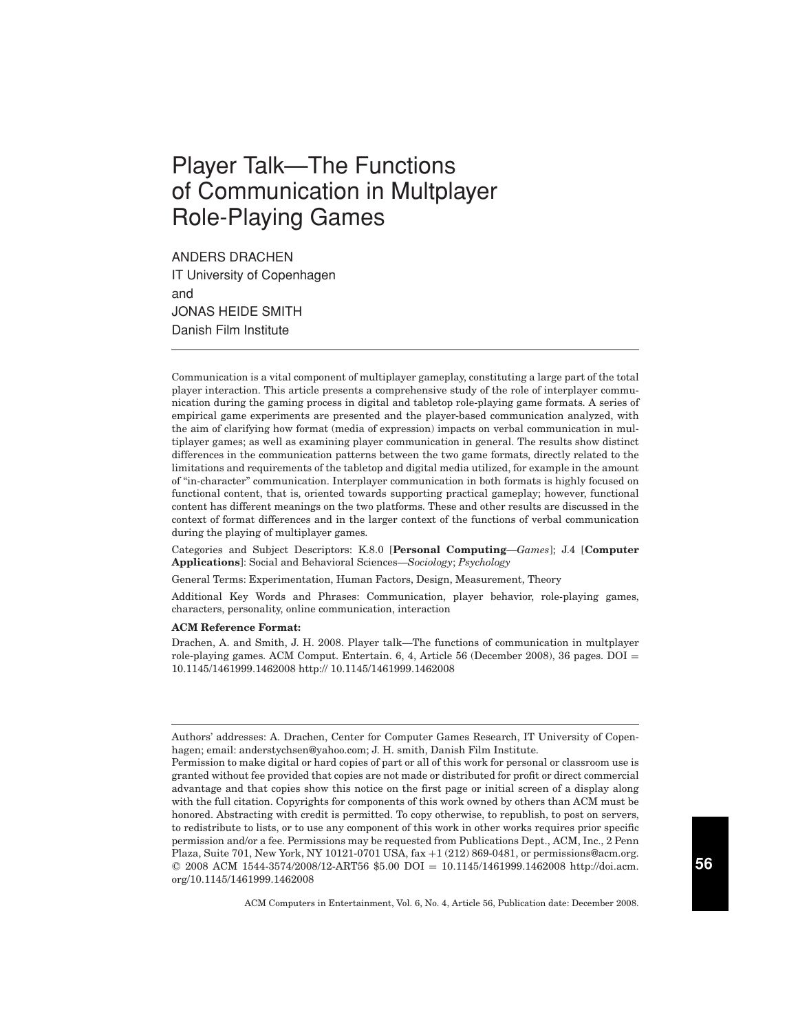# Player Talk—The Functions of Communication in Multplayer Role-Playing Games

ANDERS DRACHEN
IT University of Copenhagen
and
JONAS HEIDE SMITH
Danish Film Institute

---

Communication is a vital component of multiplayer gameplay, constituting a large part of the total player interaction. This article presents a comprehensive study of the role of interplayer communication during the gaming process in digital and tabletop role-playing game formats. A series of empirical game experiments are presented and the player-based communication analyzed, with the aim of clarifying how format (media of expression) impacts on verbal communication in multiplayer games; as well as examining player communication in general. The results show distinct differences in the communication patterns between the two game formats, directly related to the limitations and requirements of the tabletop and digital media utilized, for example in the amount of "in-character" communication. Interplayer communication in both formats is highly focused on functional content, that is, oriented towards supporting practical gameplay; however, functional content has different meanings on the two platforms. These and other results are discussed in the context of format differences and in the larger context of the functions of verbal communication during the playing of multiplayer games.

Categories and Subject Descriptors: K.8.0 [**Personal Computing**—*Games*]; J.4 [**Computer Applications**]: Social and Behavioral Sciences—*Sociology*; *Psychology*

General Terms: Experimentation, Human Factors, Design, Measurement, Theory

Additional Key Words and Phrases: Communication, player behavior, role-playing games, characters, personality, online communication, interaction

**ACM Reference Format:**

Drachen, A. and Smith, J. H. 2008. Player talk—The functions of communication in multplayer role-playing games. ACM Comput. Entertain. 6, 4, Article 56 (December 2008), 36 pages. DOI = 10.1145/1461999.1462008 http:// 10.1145/1461999.1462008

---

Authors' addresses: A. Drachen, Center for Computer Games Research, IT University of Copenhagen; email: anderstychsen@yahoo.com; J. H. smith, Danish Film Institute.

Permission to make digital or hard copies of part or all of this work for personal or classroom use is granted without fee provided that copies are not made or distributed for profit or direct commercial advantage and that copies show this notice on the first page or initial screen of a display along with the full citation. Copyrights for components of this work owned by others than ACM must be honored. Abstracting with credit is permitted. To copy otherwise, to republish, to post on servers, to redistribute to lists, or to use any component of this work in other works requires prior specific permission and/or a fee. Permissions may be requested from Publications Dept., ACM, Inc., 2 Penn Plaza, Suite 701, New York, NY 10121-0701 USA, fax +1 (212) 869-0481, or permissions@acm.org.
© 2008 ACM 1544-3574/2008/12-ART56 $5.00 DOI = 10.1145/1461999.1462008 http://doi.acm.org/10.1145/1461999.1462008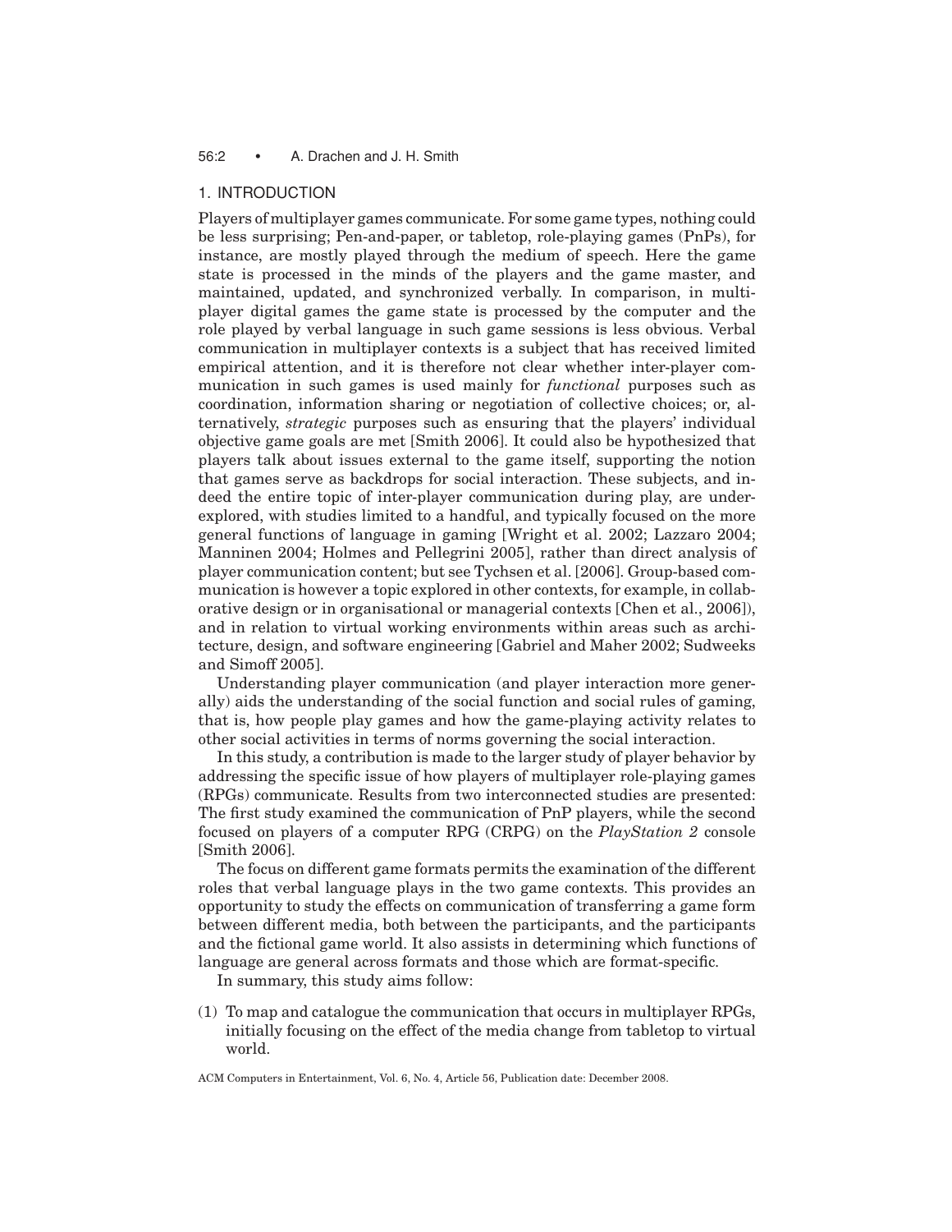## 1. INTRODUCTION

Players of multiplayer games communicate. For some game types, nothing could be less surprising; Pen-and-paper, or tabletop, role-playing games (PnPs), for instance, are mostly played through the medium of speech. Here the game state is processed in the minds of the players and the game master, and maintained, updated, and synchronized verbally. In comparison, in multiplayer digital games the game state is processed by the computer and the role played by verbal language in such game sessions is less obvious. Verbal communication in multiplayer contexts is a subject that has received limited empirical attention, and it is therefore not clear whether inter-player communication in such games is used mainly for *functional* purposes such as coordination, information sharing or negotiation of collective choices; or, alternatively, *strategic* purposes such as ensuring that the players' individual objective game goals are met [Smith 2006]. It could also be hypothesized that players talk about issues external to the game itself, supporting the notion that games serve as backdrops for social interaction. These subjects, and indeed the entire topic of inter-player communication during play, are underexplored, with studies limited to a handful, and typically focused on the more general functions of language in gaming [Wright et al. 2002; Lazzaro 2004; Manninen 2004; Holmes and Pellegrini 2005], rather than direct analysis of player communication content; but see Tychsen et al. [2006]. Group-based communication is however a topic explored in other contexts, for example, in collaborative design or in organisational or managerial contexts [Chen et al., 2006]), and in relation to virtual working environments within areas such as architecture, design, and software engineering [Gabriel and Maher 2002; Sudweeks and Simoff 2005].

Understanding player communication (and player interaction more generally) aids the understanding of the social function and social rules of gaming, that is, how people play games and how the game-playing activity relates to other social activities in terms of norms governing the social interaction.

In this study, a contribution is made to the larger study of player behavior by addressing the specific issue of how players of multiplayer role-playing games (RPGs) communicate. Results from two interconnected studies are presented: The first study examined the communication of PnP players, while the second focused on players of a computer RPG (CRPG) on the *PlayStation 2* console [Smith 2006].

The focus on different game formats permits the examination of the different roles that verbal language plays in the two game contexts. This provides an opportunity to study the effects on communication of transferring a game form between different media, both between the participants, and the participants and the fictional game world. It also assists in determining which functions of language are general across formats and those which are format-specific.

In summary, this study aims follow:

(1) To map and catalogue the communication that occurs in multiplayer RPGs, initially focusing on the effect of the media change from tabletop to virtual world.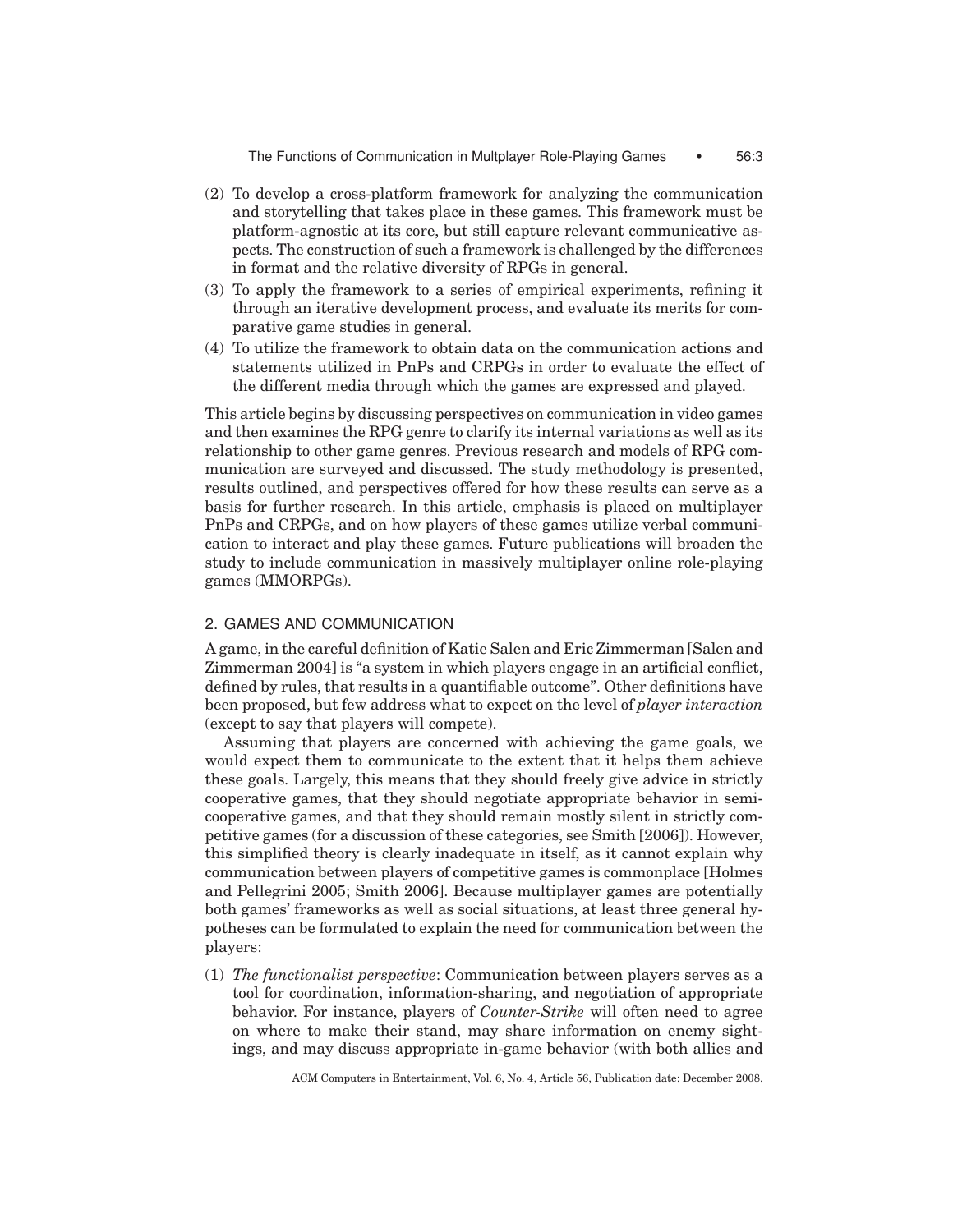(2) To develop a cross-platform framework for analyzing the communication and storytelling that takes place in these games. This framework must be platform-agnostic at its core, but still capture relevant communicative aspects. The construction of such a framework is challenged by the differences in format and the relative diversity of RPGs in general.
(3) To apply the framework to a series of empirical experiments, refining it through an iterative development process, and evaluate its merits for comparative game studies in general.
(4) To utilize the framework to obtain data on the communication actions and statements utilized in PnPs and CRPGs in order to evaluate the effect of the different media through which the games are expressed and played.

This article begins by discussing perspectives on communication in video games and then examines the RPG genre to clarify its internal variations as well as its relationship to other game genres. Previous research and models of RPG communication are surveyed and discussed. The study methodology is presented, results outlined, and perspectives offered for how these results can serve as a basis for further research. In this article, emphasis is placed on multiplayer PnPs and CRPGs, and on how players of these games utilize verbal communication to interact and play these games. Future publications will broaden the study to include communication in massively multiplayer online role-playing games (MMORPGs).

## 2. GAMES AND COMMUNICATION

A game, in the careful definition of Katie Salen and Eric Zimmerman [Salen and Zimmerman 2004] is "a system in which players engage in an artificial conflict, defined by rules, that results in a quantifiable outcome". Other definitions have been proposed, but few address what to expect on the level of *player interaction* (except to say that players will compete).

Assuming that players are concerned with achieving the game goals, we would expect them to communicate to the extent that it helps them achieve these goals. Largely, this means that they should freely give advice in strictly cooperative games, that they should negotiate appropriate behavior in semi-cooperative games, and that they should remain mostly silent in strictly competitive games (for a discussion of these categories, see Smith [2006]). However, this simplified theory is clearly inadequate in itself, as it cannot explain why communication between players of competitive games is commonplace [Holmes and Pellegrini 2005; Smith 2006]. Because multiplayer games are potentially both games' frameworks as well as social situations, at least three general hypotheses can be formulated to explain the need for communication between the players:

(1) *The functionalist perspective*: Communication between players serves as a tool for coordination, information-sharing, and negotiation of appropriate behavior. For instance, players of *Counter-Strike* will often need to agree on where to make their stand, may share information on enemy sightings, and may discuss appropriate in-game behavior (with both allies and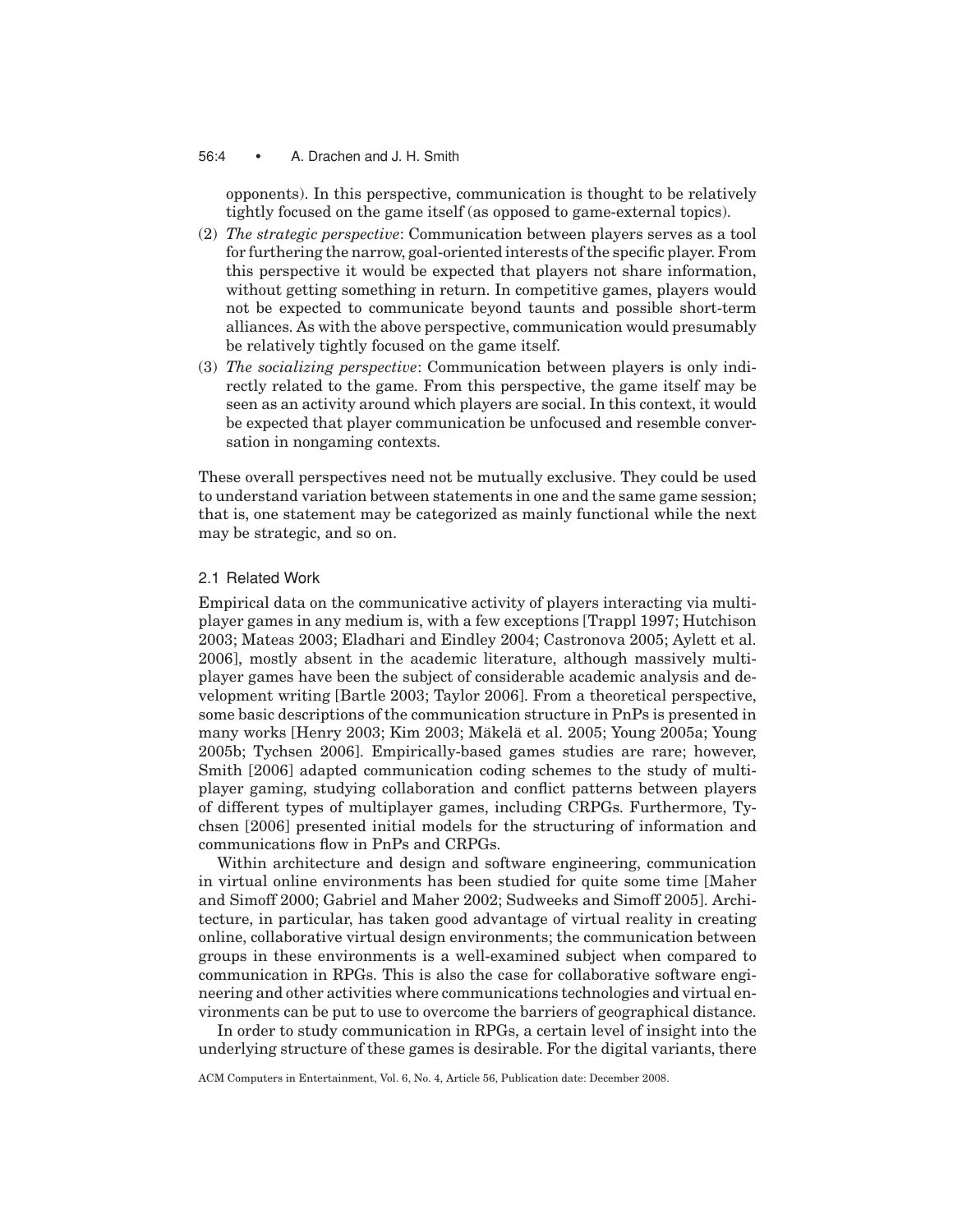opponents). In this perspective, communication is thought to be relatively tightly focused on the game itself (as opposed to game-external topics).

(2) *The strategic perspective*: Communication between players serves as a tool for furthering the narrow, goal-oriented interests of the specific player. From this perspective it would be expected that players not share information, without getting something in return. In competitive games, players would not be expected to communicate beyond taunts and possible short-term alliances. As with the above perspective, communication would presumably be relatively tightly focused on the game itself.

(3) *The socializing perspective*: Communication between players is only indirectly related to the game. From this perspective, the game itself may be seen as an activity around which players are social. In this context, it would be expected that player communication be unfocused and resemble conversation in nongaming contexts.

These overall perspectives need not be mutually exclusive. They could be used to understand variation between statements in one and the same game session; that is, one statement may be categorized as mainly functional while the next may be strategic, and so on.

## 2.1 Related Work

Empirical data on the communicative activity of players interacting via multiplayer games in any medium is, with a few exceptions [Trappl 1997; Hutchison 2003; Mateas 2003; Eladhari and Eindley 2004; Castronova 2005; Aylett et al. 2006], mostly absent in the academic literature, although massively multiplayer games have been the subject of considerable academic analysis and development writing [Bartle 2003; Taylor 2006]. From a theoretical perspective, some basic descriptions of the communication structure in PnPs is presented in many works [Henry 2003; Kim 2003; Mäkelä et al. 2005; Young 2005a; Young 2005b; Tychsen 2006]. Empirically-based games studies are rare; however, Smith [2006] adapted communication coding schemes to the study of multiplayer gaming, studying collaboration and conflict patterns between players of different types of multiplayer games, including CRPGs. Furthermore, Tychsen [2006] presented initial models for the structuring of information and communications flow in PnPs and CRPGs.

Within architecture and design and software engineering, communication in virtual online environments has been studied for quite some time [Maher and Simoff 2000; Gabriel and Maher 2002; Sudweeks and Simoff 2005]. Architecture, in particular, has taken good advantage of virtual reality in creating online, collaborative virtual design environments; the communication between groups in these environments is a well-examined subject when compared to communication in RPGs. This is also the case for collaborative software engineering and other activities where communications technologies and virtual environments can be put to use to overcome the barriers of geographical distance.

In order to study communication in RPGs, a certain level of insight into the underlying structure of these games is desirable. For the digital variants, there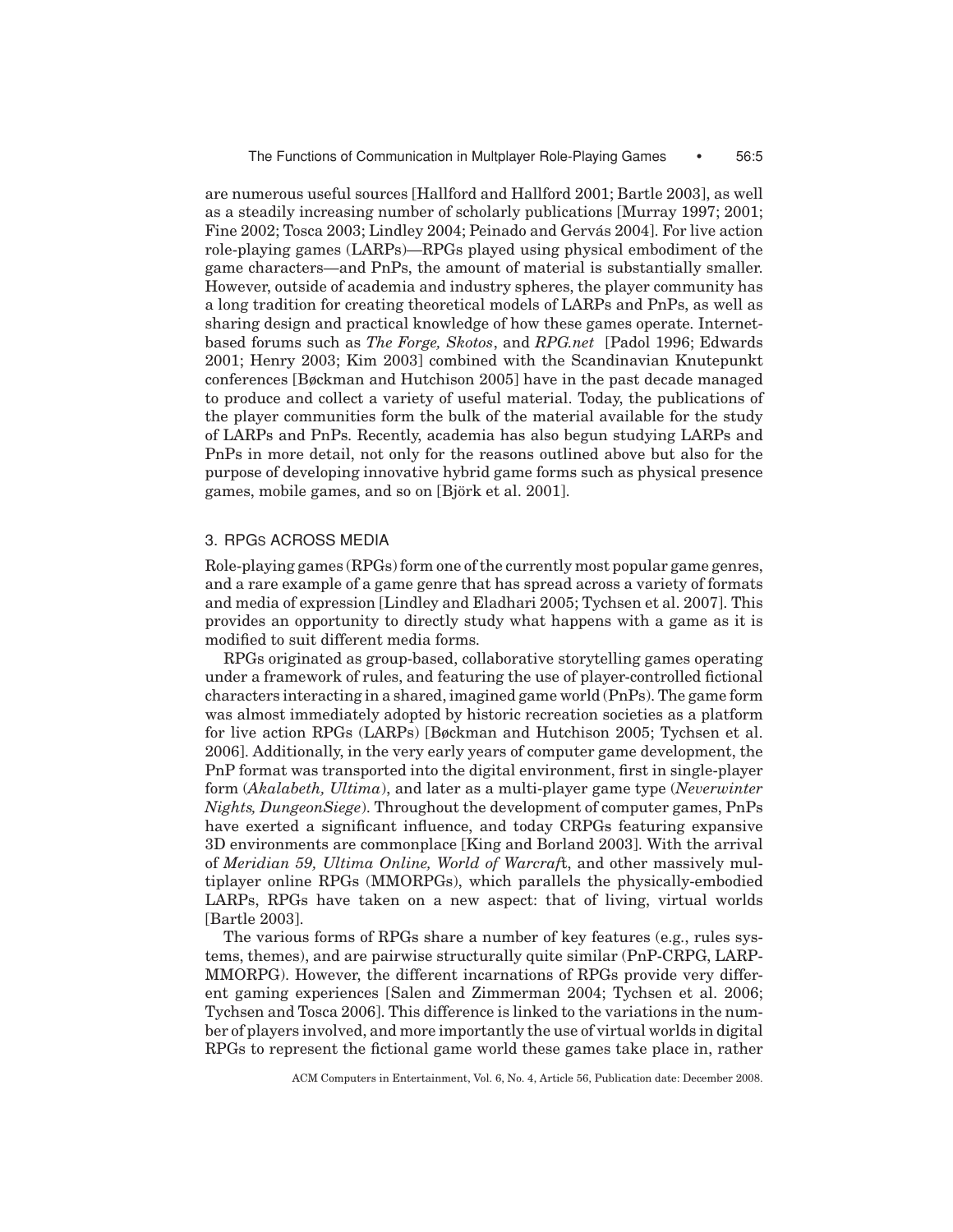are numerous useful sources [Hallford and Hallford 2001; Bartle 2003], as well as a steadily increasing number of scholarly publications [Murray 1997; 2001; Fine 2002; Tosca 2003; Lindley 2004; Peinado and Gervás 2004]. For live action role-playing games (LARPs)—RPGs played using physical embodiment of the game characters—and PnPs, the amount of material is substantially smaller. However, outside of academia and industry spheres, the player community has a long tradition for creating theoretical models of LARPs and PnPs, as well as sharing design and practical knowledge of how these games operate. Internet-based forums such as *The Forge, Skotos*, and *RPG.net* [Padol 1996; Edwards 2001; Henry 2003; Kim 2003] combined with the Scandinavian Knutepunkt conferences [Bøckman and Hutchison 2005] have in the past decade managed to produce and collect a variety of useful material. Today, the publications of the player communities form the bulk of the material available for the study of LARPs and PnPs. Recently, academia has also begun studying LARPs and PnPs in more detail, not only for the reasons outlined above but also for the purpose of developing innovative hybrid game forms such as physical presence games, mobile games, and so on [Björk et al. 2001].

## 3. RPGS ACROSS MEDIA

Role-playing games (RPGs) form one of the currently most popular game genres, and a rare example of a game genre that has spread across a variety of formats and media of expression [Lindley and Eladhari 2005; Tychsen et al. 2007]. This provides an opportunity to directly study what happens with a game as it is modified to suit different media forms.

RPGs originated as group-based, collaborative storytelling games operating under a framework of rules, and featuring the use of player-controlled fictional characters interacting in a shared, imagined game world (PnPs). The game form was almost immediately adopted by historic recreation societies as a platform for live action RPGs (LARPs) [Bøckman and Hutchison 2005; Tychsen et al. 2006]. Additionally, in the very early years of computer game development, the PnP format was transported into the digital environment, first in single-player form (*Akalabeth, Ultima*), and later as a multi-player game type (*Neverwinter Nights, DungeonSiege*). Throughout the development of computer games, PnPs have exerted a significant influence, and today CRPGs featuring expansive 3D environments are commonplace [King and Borland 2003]. With the arrival of *Meridian 59, Ultima Online, World of Warcraf*t, and other massively multiplayer online RPGs (MMORPGs), which parallels the physically-embodied LARPs, RPGs have taken on a new aspect: that of living, virtual worlds [Bartle 2003].

The various forms of RPGs share a number of key features (e.g., rules systems, themes), and are pairwise structurally quite similar (PnP-CRPG, LARP-MMORPG). However, the different incarnations of RPGs provide very different gaming experiences [Salen and Zimmerman 2004; Tychsen et al. 2006; Tychsen and Tosca 2006]. This difference is linked to the variations in the number of players involved, and more importantly the use of virtual worlds in digital RPGs to represent the fictional game world these games take place in, rather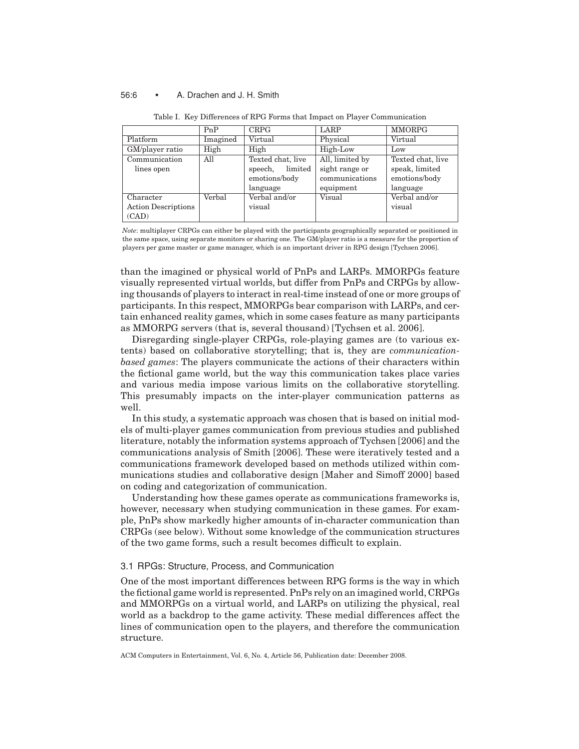Table I. Key Differences of RPG Forms that Impact on Player Communication

| | PnP | CRPG | LARP | MMORPG |
|---|---|---|---|---|
| Platform | Imagined | Virtual | Physical | Virtual |
| GM/player ratio | High | High | High-Low | Low |
| Communication lines open | All | Texted chat, live speech, limited emotions/body language | All, limited by sight range or communications equipment | Texted chat, live speak, limited emotions/body language |
| Character Action Descriptions (CAD) | Verbal | Verbal and/or visual | Visual | Verbal and/or visual |

*Note*: multiplayer CRPGs can either be played with the participants geographically separated or positioned in the same space, using separate monitors or sharing one. The GM/player ratio is a measure for the proportion of players per game master or game manager, which is an important driver in RPG design [Tychsen 2006].

than the imagined or physical world of PnPs and LARPs. MMORPGs feature visually represented virtual worlds, but differ from PnPs and CRPGs by allowing thousands of players to interact in real-time instead of one or more groups of participants. In this respect, MMORPGs bear comparison with LARPs, and certain enhanced reality games, which in some cases feature as many participants as MMORPG servers (that is, several thousand) [Tychsen et al. 2006].

Disregarding single-player CRPGs, role-playing games are (to various extents) based on collaborative storytelling; that is, they are *communication-based games*: The players communicate the actions of their characters within the fictional game world, but the way this communication takes place varies and various media impose various limits on the collaborative storytelling. This presumably impacts on the inter-player communication patterns as well.

In this study, a systematic approach was chosen that is based on initial models of multi-player games communication from previous studies and published literature, notably the information systems approach of Tychsen [2006] and the communications analysis of Smith [2006]. These were iteratively tested and a communications framework developed based on methods utilized within communications studies and collaborative design [Maher and Simoff 2000] based on coding and categorization of communication.

Understanding how these games operate as communications frameworks is, however, necessary when studying communication in these games. For example, PnPs show markedly higher amounts of in-character communication than CRPGs (see below). Without some knowledge of the communication structures of the two game forms, such a result becomes difficult to explain.

### 3.1 RPGs: Structure, Process, and Communication

One of the most important differences between RPG forms is the way in which the fictional game world is represented. PnPs rely on an imagined world, CRPGs and MMORPGs on a virtual world, and LARPs on utilizing the physical, real world as a backdrop to the game activity. These medial differences affect the lines of communication open to the players, and therefore the communication structure.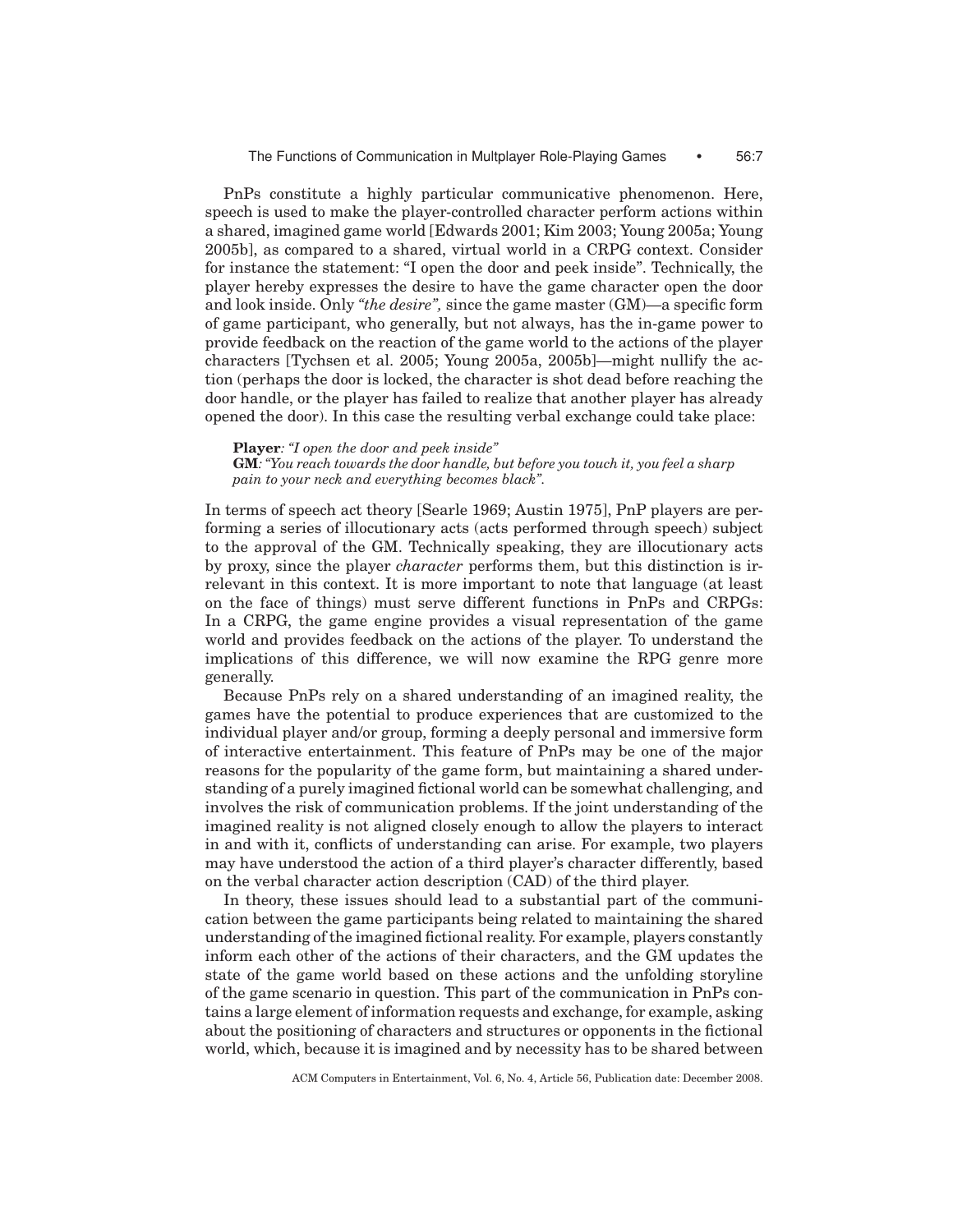PnPs constitute a highly particular communicative phenomenon. Here, speech is used to make the player-controlled character perform actions within a shared, imagined game world [Edwards 2001; Kim 2003; Young 2005a; Young 2005b], as compared to a shared, virtual world in a CRPG context. Consider for instance the statement: "I open the door and peek inside". Technically, the player hereby expresses the desire to have the game character open the door and look inside. Only *"the desire",* since the game master (GM)—a specific form of game participant, who generally, but not always, has the in-game power to provide feedback on the reaction of the game world to the actions of the player characters [Tychsen et al. 2005; Young 2005a, 2005b]—might nullify the action (perhaps the door is locked, the character is shot dead before reaching the door handle, or the player has failed to realize that another player has already opened the door). In this case the resulting verbal exchange could take place:

> **Player***: "I open the door and peek inside"*
> **GM***: "You reach towards the door handle, but before you touch it, you feel a sharp pain to your neck and everything becomes black".*

In terms of speech act theory [Searle 1969; Austin 1975], PnP players are performing a series of illocutionary acts (acts performed through speech) subject to the approval of the GM. Technically speaking, they are illocutionary acts by proxy, since the player *character* performs them, but this distinction is irrelevant in this context. It is more important to note that language (at least on the face of things) must serve different functions in PnPs and CRPGs: In a CRPG, the game engine provides a visual representation of the game world and provides feedback on the actions of the player. To understand the implications of this difference, we will now examine the RPG genre more generally.

Because PnPs rely on a shared understanding of an imagined reality, the games have the potential to produce experiences that are customized to the individual player and/or group, forming a deeply personal and immersive form of interactive entertainment. This feature of PnPs may be one of the major reasons for the popularity of the game form, but maintaining a shared understanding of a purely imagined fictional world can be somewhat challenging, and involves the risk of communication problems. If the joint understanding of the imagined reality is not aligned closely enough to allow the players to interact in and with it, conflicts of understanding can arise. For example, two players may have understood the action of a third player's character differently, based on the verbal character action description (CAD) of the third player.

In theory, these issues should lead to a substantial part of the communication between the game participants being related to maintaining the shared understanding of the imagined fictional reality. For example, players constantly inform each other of the actions of their characters, and the GM updates the state of the game world based on these actions and the unfolding storyline of the game scenario in question. This part of the communication in PnPs contains a large element of information requests and exchange, for example, asking about the positioning of characters and structures or opponents in the fictional world, which, because it is imagined and by necessity has to be shared between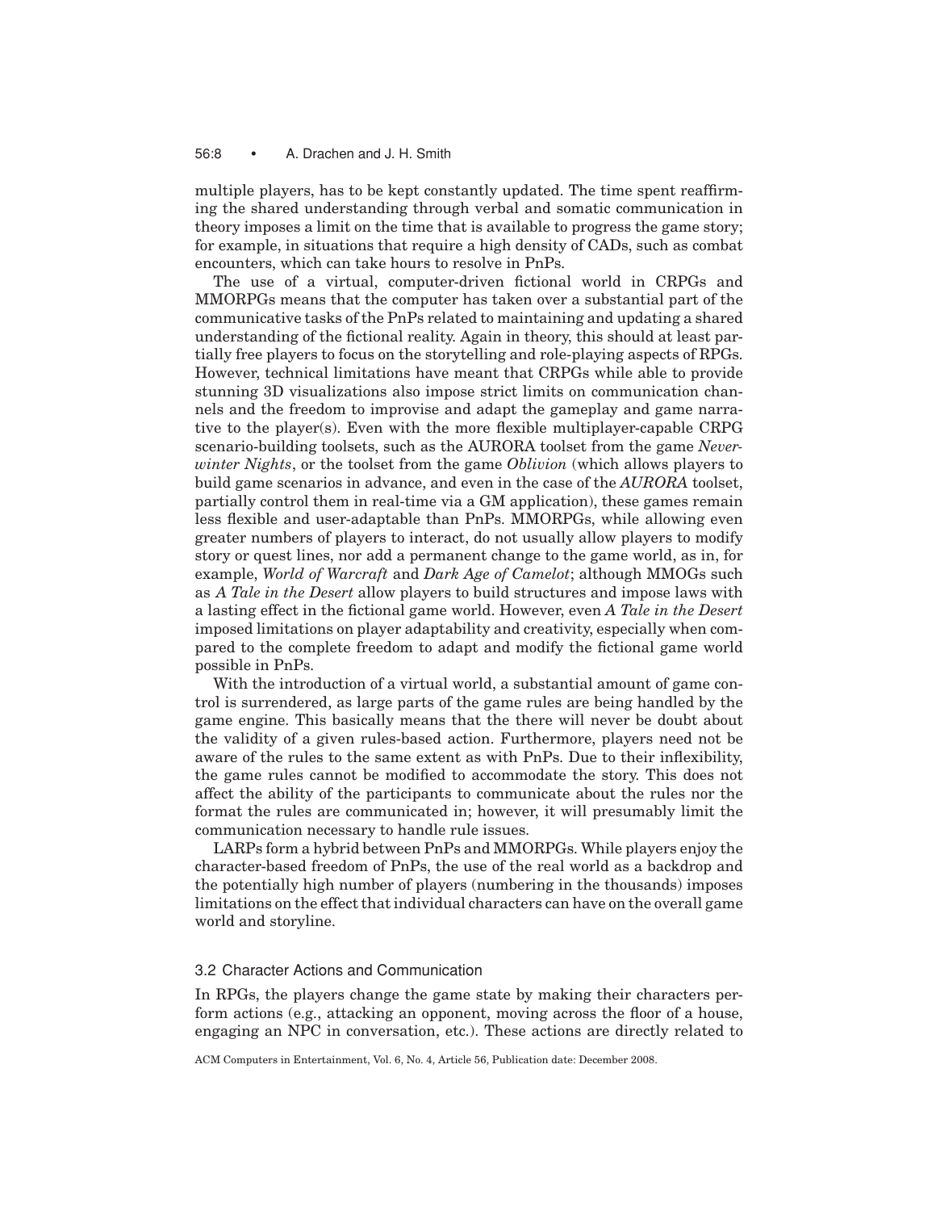multiple players, has to be kept constantly updated. The time spent reaffirming the shared understanding through verbal and somatic communication in theory imposes a limit on the time that is available to progress the game story; for example, in situations that require a high density of CADs, such as combat encounters, which can take hours to resolve in PnPs.

The use of a virtual, computer-driven fictional world in CRPGs and MMORPGs means that the computer has taken over a substantial part of the communicative tasks of the PnPs related to maintaining and updating a shared understanding of the fictional reality. Again in theory, this should at least partially free players to focus on the storytelling and role-playing aspects of RPGs. However, technical limitations have meant that CRPGs while able to provide stunning 3D visualizations also impose strict limits on communication channels and the freedom to improvise and adapt the gameplay and game narrative to the player(s). Even with the more flexible multiplayer-capable CRPG scenario-building toolsets, such as the AURORA toolset from the game *Neverwinter Nights*, or the toolset from the game *Oblivion* (which allows players to build game scenarios in advance, and even in the case of the *AURORA* toolset, partially control them in real-time via a GM application), these games remain less flexible and user-adaptable than PnPs. MMORPGs, while allowing even greater numbers of players to interact, do not usually allow players to modify story or quest lines, nor add a permanent change to the game world, as in, for example, *World of Warcraft* and *Dark Age of Camelot*; although MMOGs such as *A Tale in the Desert* allow players to build structures and impose laws with a lasting effect in the fictional game world. However, even *A Tale in the Desert* imposed limitations on player adaptability and creativity, especially when compared to the complete freedom to adapt and modify the fictional game world possible in PnPs.

With the introduction of a virtual world, a substantial amount of game control is surrendered, as large parts of the game rules are being handled by the game engine. This basically means that the there will never be doubt about the validity of a given rules-based action. Furthermore, players need not be aware of the rules to the same extent as with PnPs. Due to their inflexibility, the game rules cannot be modified to accommodate the story. This does not affect the ability of the participants to communicate about the rules nor the format the rules are communicated in; however, it will presumably limit the communication necessary to handle rule issues.

LARPs form a hybrid between PnPs and MMORPGs. While players enjoy the character-based freedom of PnPs, the use of the real world as a backdrop and the potentially high number of players (numbering in the thousands) imposes limitations on the effect that individual characters can have on the overall game world and storyline.

### 3.2 Character Actions and Communication

In RPGs, the players change the game state by making their characters perform actions (e.g., attacking an opponent, moving across the floor of a house, engaging an NPC in conversation, etc.). These actions are directly related to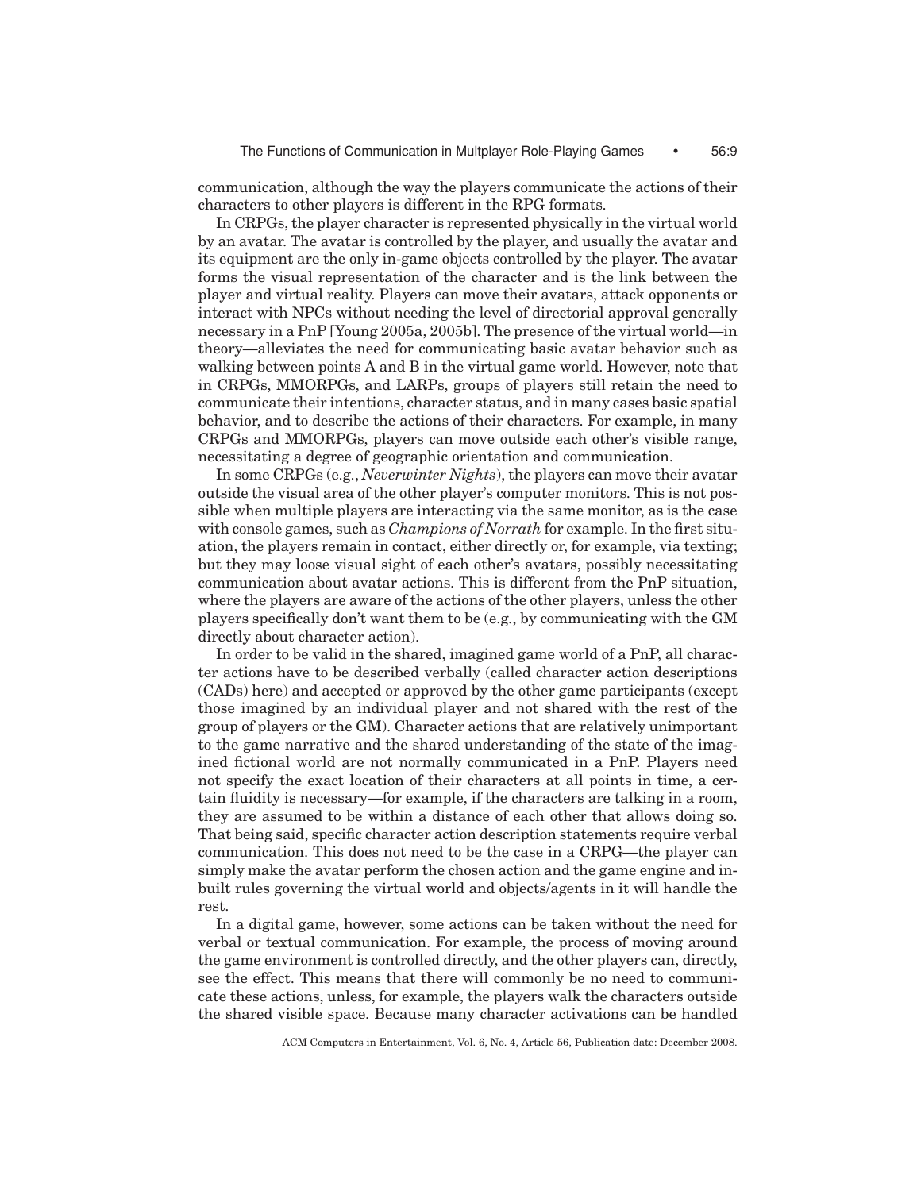communication, although the way the players communicate the actions of their characters to other players is different in the RPG formats.

In CRPGs, the player character is represented physically in the virtual world by an avatar. The avatar is controlled by the player, and usually the avatar and its equipment are the only in-game objects controlled by the player. The avatar forms the visual representation of the character and is the link between the player and virtual reality. Players can move their avatars, attack opponents or interact with NPCs without needing the level of directorial approval generally necessary in a PnP [Young 2005a, 2005b]. The presence of the virtual world—in theory—alleviates the need for communicating basic avatar behavior such as walking between points A and B in the virtual game world. However, note that in CRPGs, MMORPGs, and LARPs, groups of players still retain the need to communicate their intentions, character status, and in many cases basic spatial behavior, and to describe the actions of their characters. For example, in many CRPGs and MMORPGs, players can move outside each other's visible range, necessitating a degree of geographic orientation and communication.

In some CRPGs (e.g., *Neverwinter Nights*), the players can move their avatar outside the visual area of the other player's computer monitors. This is not possible when multiple players are interacting via the same monitor, as is the case with console games, such as *Champions of Norrath* for example. In the first situation, the players remain in contact, either directly or, for example, via texting; but they may loose visual sight of each other's avatars, possibly necessitating communication about avatar actions. This is different from the PnP situation, where the players are aware of the actions of the other players, unless the other players specifically don't want them to be (e.g., by communicating with the GM directly about character action).

In order to be valid in the shared, imagined game world of a PnP, all character actions have to be described verbally (called character action descriptions (CADs) here) and accepted or approved by the other game participants (except those imagined by an individual player and not shared with the rest of the group of players or the GM). Character actions that are relatively unimportant to the game narrative and the shared understanding of the state of the imagined fictional world are not normally communicated in a PnP. Players need not specify the exact location of their characters at all points in time, a certain fluidity is necessary—for example, if the characters are talking in a room, they are assumed to be within a distance of each other that allows doing so. That being said, specific character action description statements require verbal communication. This does not need to be the case in a CRPG—the player can simply make the avatar perform the chosen action and the game engine and inbuilt rules governing the virtual world and objects/agents in it will handle the rest.

In a digital game, however, some actions can be taken without the need for verbal or textual communication. For example, the process of moving around the game environment is controlled directly, and the other players can, directly, see the effect. This means that there will commonly be no need to communicate these actions, unless, for example, the players walk the characters outside the shared visible space. Because many character activations can be handled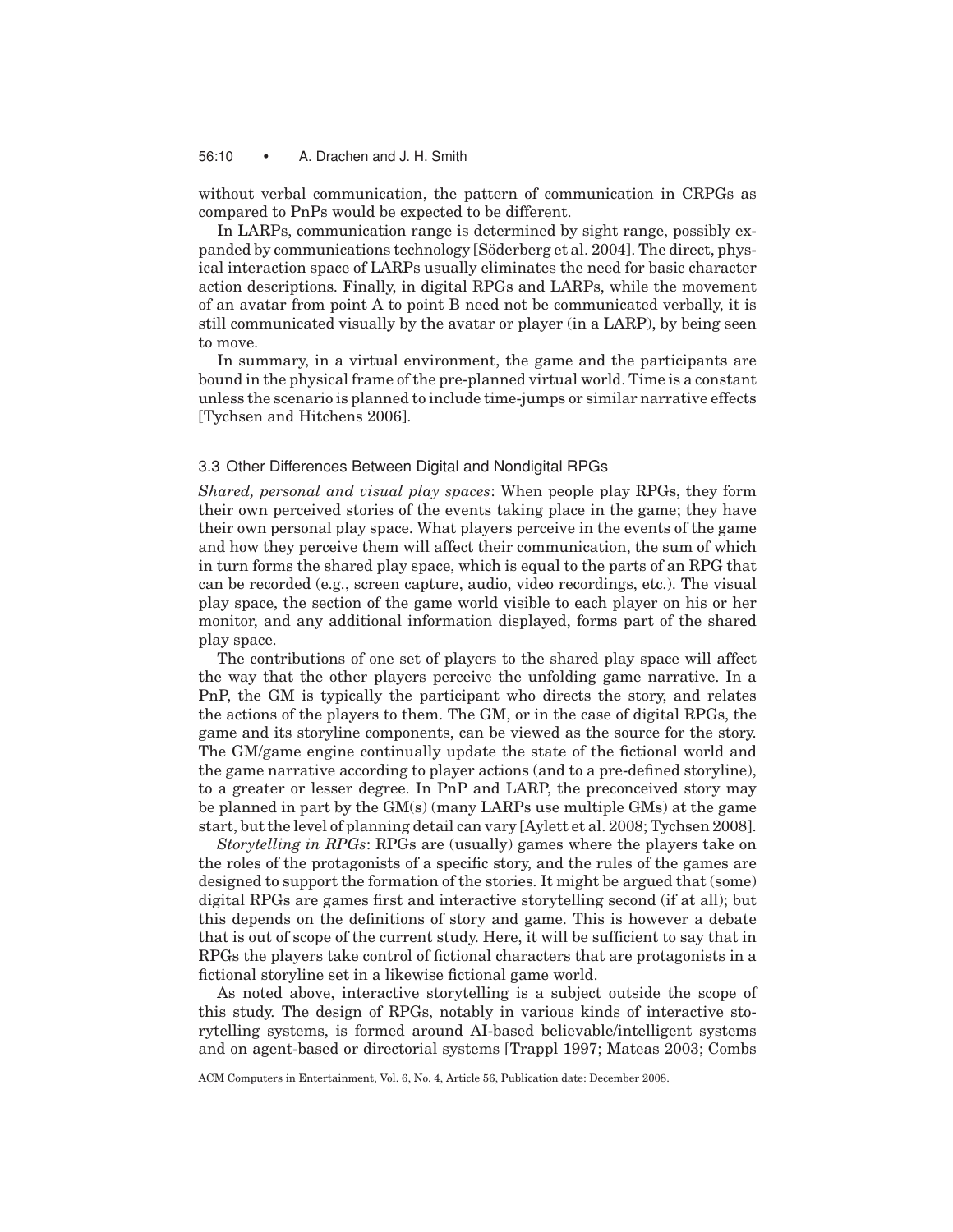without verbal communication, the pattern of communication in CRPGs as compared to PnPs would be expected to be different.

In LARPs, communication range is determined by sight range, possibly expanded by communications technology [Söderberg et al. 2004]. The direct, physical interaction space of LARPs usually eliminates the need for basic character action descriptions. Finally, in digital RPGs and LARPs, while the movement of an avatar from point A to point B need not be communicated verbally, it is still communicated visually by the avatar or player (in a LARP), by being seen to move.

In summary, in a virtual environment, the game and the participants are bound in the physical frame of the pre-planned virtual world. Time is a constant unless the scenario is planned to include time-jumps or similar narrative effects [Tychsen and Hitchens 2006].

### 3.3 Other Differences Between Digital and Nondigital RPGs

*Shared, personal and visual play spaces*: When people play RPGs, they form their own perceived stories of the events taking place in the game; they have their own personal play space. What players perceive in the events of the game and how they perceive them will affect their communication, the sum of which in turn forms the shared play space, which is equal to the parts of an RPG that can be recorded (e.g., screen capture, audio, video recordings, etc.). The visual play space, the section of the game world visible to each player on his or her monitor, and any additional information displayed, forms part of the shared play space.

The contributions of one set of players to the shared play space will affect the way that the other players perceive the unfolding game narrative. In a PnP, the GM is typically the participant who directs the story, and relates the actions of the players to them. The GM, or in the case of digital RPGs, the game and its storyline components, can be viewed as the source for the story. The GM/game engine continually update the state of the fictional world and the game narrative according to player actions (and to a pre-defined storyline), to a greater or lesser degree. In PnP and LARP, the preconceived story may be planned in part by the GM(s) (many LARPs use multiple GMs) at the game start, but the level of planning detail can vary [Aylett et al. 2008; Tychsen 2008].

*Storytelling in RPGs*: RPGs are (usually) games where the players take on the roles of the protagonists of a specific story, and the rules of the games are designed to support the formation of the stories. It might be argued that (some) digital RPGs are games first and interactive storytelling second (if at all); but this depends on the definitions of story and game. This is however a debate that is out of scope of the current study. Here, it will be sufficient to say that in RPGs the players take control of fictional characters that are protagonists in a fictional storyline set in a likewise fictional game world.

As noted above, interactive storytelling is a subject outside the scope of this study. The design of RPGs, notably in various kinds of interactive storytelling systems, is formed around AI-based believable/intelligent systems and on agent-based or directorial systems [Trappl 1997; Mateas 2003; Combs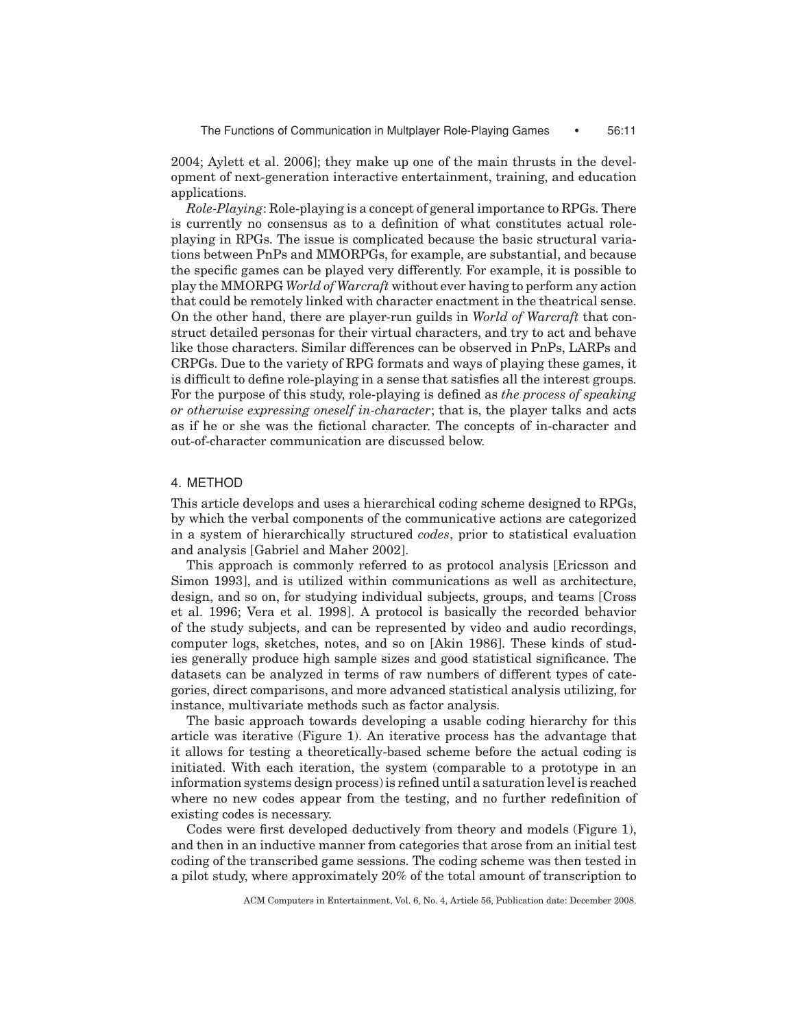2004; Aylett et al. 2006]; they make up one of the main thrusts in the development of next-generation interactive entertainment, training, and education applications.

*Role-Playing*: Role-playing is a concept of general importance to RPGs. There is currently no consensus as to a definition of what constitutes actual role-playing in RPGs. The issue is complicated because the basic structural variations between PnPs and MMORPGs, for example, are substantial, and because the specific games can be played very differently. For example, it is possible to play the MMORPG *World of Warcraft* without ever having to perform any action that could be remotely linked with character enactment in the theatrical sense. On the other hand, there are player-run guilds in *World of Warcraft* that construct detailed personas for their virtual characters, and try to act and behave like those characters. Similar differences can be observed in PnPs, LARPs and CRPGs. Due to the variety of RPG formats and ways of playing these games, it is difficult to define role-playing in a sense that satisfies all the interest groups. For the purpose of this study, role-playing is defined as *the process of speaking or otherwise expressing oneself in-character*; that is, the player talks and acts as if he or she was the fictional character. The concepts of in-character and out-of-character communication are discussed below.

## 4. METHOD

This article develops and uses a hierarchical coding scheme designed to RPGs, by which the verbal components of the communicative actions are categorized in a system of hierarchically structured *codes*, prior to statistical evaluation and analysis [Gabriel and Maher 2002].

This approach is commonly referred to as protocol analysis [Ericsson and Simon 1993], and is utilized within communications as well as architecture, design, and so on, for studying individual subjects, groups, and teams [Cross et al. 1996; Vera et al. 1998]. A protocol is basically the recorded behavior of the study subjects, and can be represented by video and audio recordings, computer logs, sketches, notes, and so on [Akin 1986]. These kinds of studies generally produce high sample sizes and good statistical significance. The datasets can be analyzed in terms of raw numbers of different types of categories, direct comparisons, and more advanced statistical analysis utilizing, for instance, multivariate methods such as factor analysis.

The basic approach towards developing a usable coding hierarchy for this article was iterative (Figure 1). An iterative process has the advantage that it allows for testing a theoretically-based scheme before the actual coding is initiated. With each iteration, the system (comparable to a prototype in an information systems design process) is refined until a saturation level is reached where no new codes appear from the testing, and no further redefinition of existing codes is necessary.

Codes were first developed deductively from theory and models (Figure 1), and then in an inductive manner from categories that arose from an initial test coding of the transcribed game sessions. The coding scheme was then tested in a pilot study, where approximately 20% of the total amount of transcription to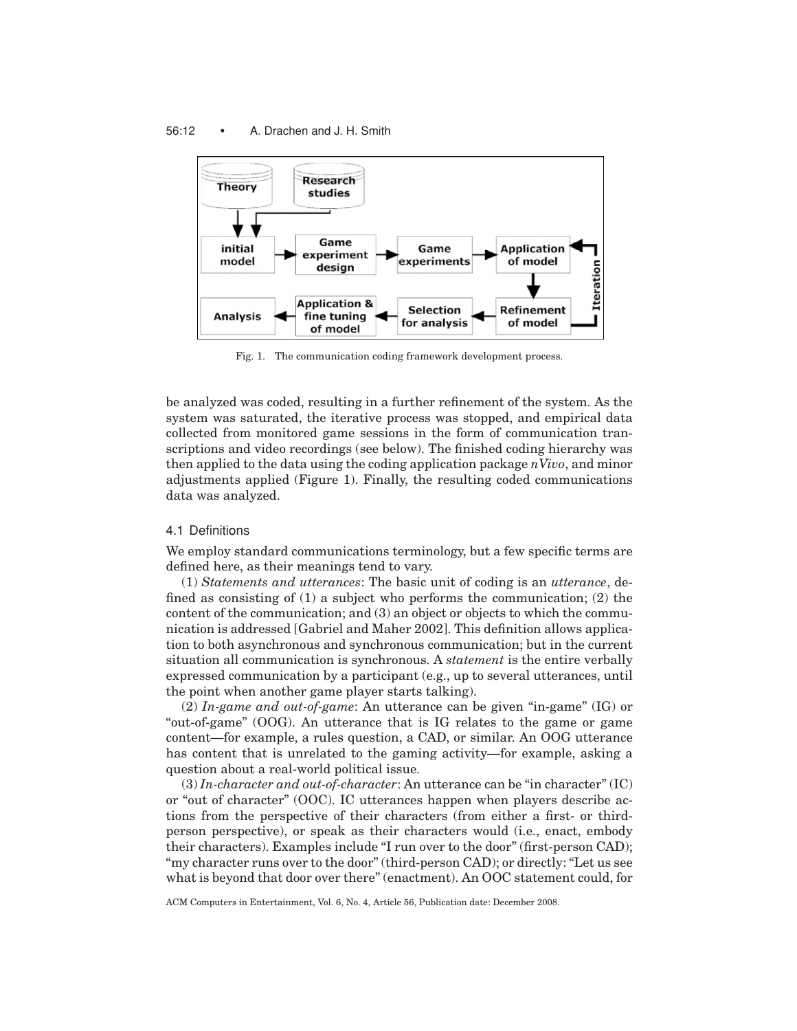Fig. 1. The communication coding framework development process.

be analyzed was coded, resulting in a further refinement of the system. As the system was saturated, the iterative process was stopped, and empirical data collected from monitored game sessions in the form of communication transcriptions and video recordings (see below). The finished coding hierarchy was then applied to the data using the coding application package *nVivo*, and minor adjustments applied (Figure 1). Finally, the resulting coded communications data was analyzed.

### 4.1 Definitions

We employ standard communications terminology, but a few specific terms are defined here, as their meanings tend to vary.

(1) *Statements and utterances*: The basic unit of coding is an *utterance*, defined as consisting of (1) a subject who performs the communication; (2) the content of the communication; and (3) an object or objects to which the communication is addressed [Gabriel and Maher 2002]. This definition allows application to both asynchronous and synchronous communication; but in the current situation all communication is synchronous. A *statement* is the entire verbally expressed communication by a participant (e.g., up to several utterances, until the point when another game player starts talking).

(2) *In-game and out-of-game*: An utterance can be given "in-game" (IG) or "out-of-game" (OOG). An utterance that is IG relates to the game or game content—for example, a rules question, a CAD, or similar. An OOG utterance has content that is unrelated to the gaming activity—for example, asking a question about a real-world political issue.

(3) *In-character and out-of-character*: An utterance can be "in character" (IC) or "out of character" (OOC). IC utterances happen when players describe actions from the perspective of their characters (from either a first- or third-person perspective), or speak as their characters would (i.e., enact, embody their characters). Examples include "I run over to the door" (first-person CAD); "my character runs over to the door" (third-person CAD); or directly: "Let us see what is beyond that door over there" (enactment). An OOC statement could, for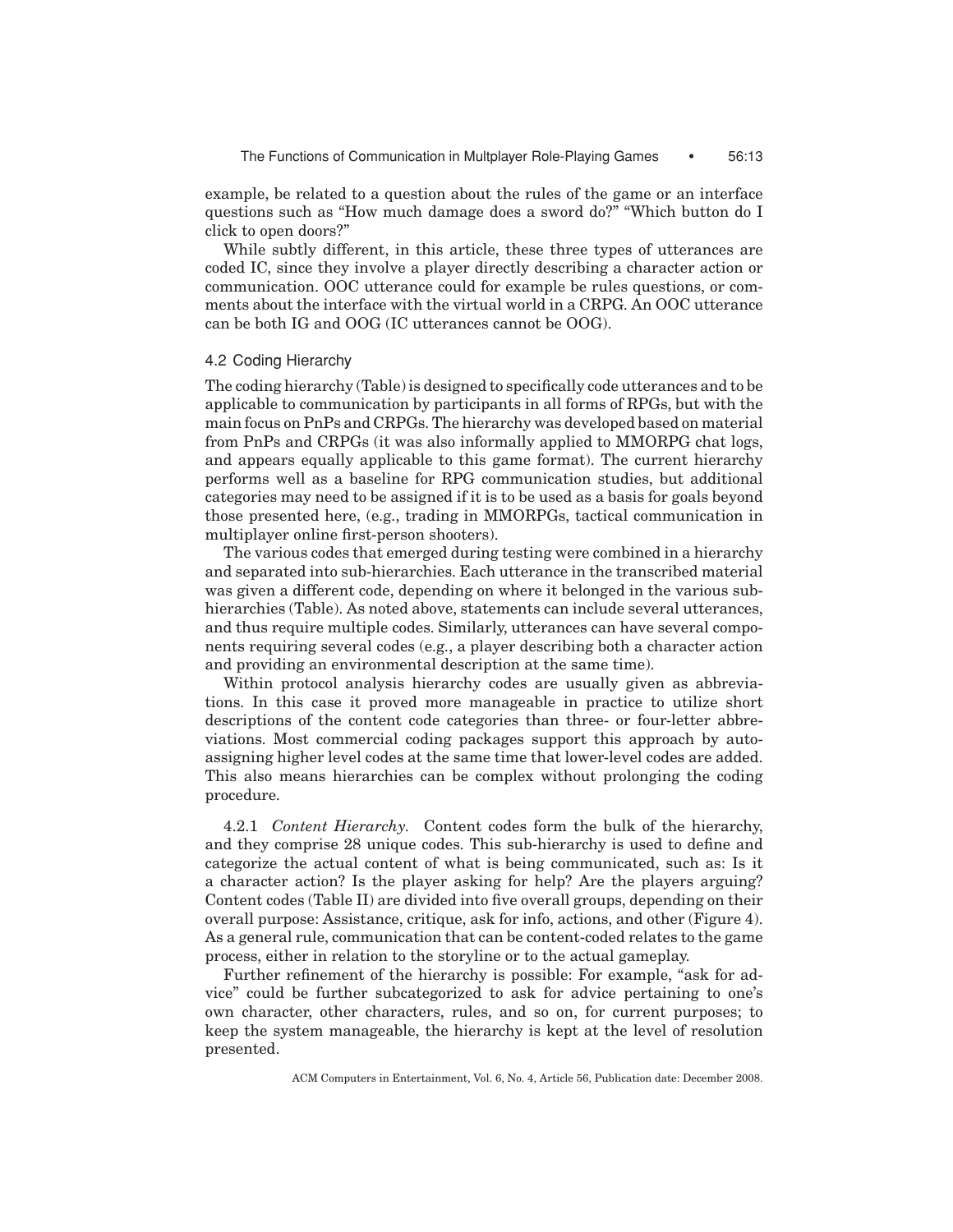example, be related to a question about the rules of the game or an interface questions such as "How much damage does a sword do?" "Which button do I click to open doors?"

While subtly different, in this article, these three types of utterances are coded IC, since they involve a player directly describing a character action or communication. OOC utterance could for example be rules questions, or comments about the interface with the virtual world in a CRPG. An OOC utterance can be both IG and OOG (IC utterances cannot be OOG).

### 4.2 Coding Hierarchy

The coding hierarchy (Table) is designed to specifically code utterances and to be applicable to communication by participants in all forms of RPGs, but with the main focus on PnPs and CRPGs. The hierarchy was developed based on material from PnPs and CRPGs (it was also informally applied to MMORPG chat logs, and appears equally applicable to this game format). The current hierarchy performs well as a baseline for RPG communication studies, but additional categories may need to be assigned if it is to be used as a basis for goals beyond those presented here, (e.g., trading in MMORPGs, tactical communication in multiplayer online first-person shooters).

The various codes that emerged during testing were combined in a hierarchy and separated into sub-hierarchies. Each utterance in the transcribed material was given a different code, depending on where it belonged in the various sub-hierarchies (Table). As noted above, statements can include several utterances, and thus require multiple codes. Similarly, utterances can have several components requiring several codes (e.g., a player describing both a character action and providing an environmental description at the same time).

Within protocol analysis hierarchy codes are usually given as abbreviations. In this case it proved more manageable in practice to utilize short descriptions of the content code categories than three- or four-letter abbreviations. Most commercial coding packages support this approach by auto-assigning higher level codes at the same time that lower-level codes are added. This also means hierarchies can be complex without prolonging the coding procedure.

4.2.1 *Content Hierarchy.* Content codes form the bulk of the hierarchy, and they comprise 28 unique codes. This sub-hierarchy is used to define and categorize the actual content of what is being communicated, such as: Is it a character action? Is the player asking for help? Are the players arguing? Content codes (Table II) are divided into five overall groups, depending on their overall purpose: Assistance, critique, ask for info, actions, and other (Figure 4). As a general rule, communication that can be content-coded relates to the game process, either in relation to the storyline or to the actual gameplay.

Further refinement of the hierarchy is possible: For example, "ask for advice" could be further subcategorized to ask for advice pertaining to one's own character, other characters, rules, and so on, for current purposes; to keep the system manageable, the hierarchy is kept at the level of resolution presented.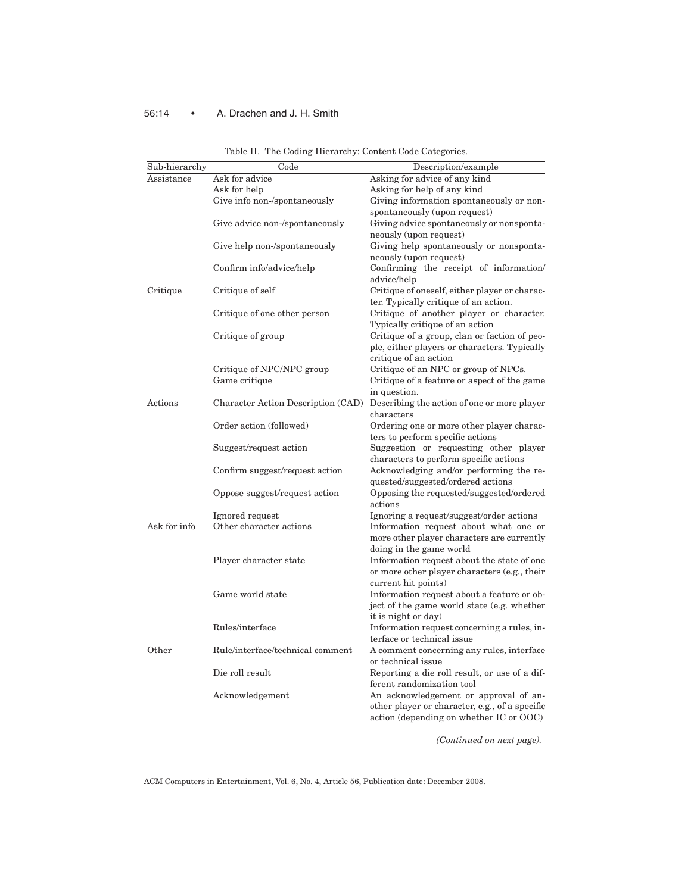Table II. The Coding Hierarchy: Content Code Categories.

| Sub-hierarchy | Code | Description/example |
|---|---|---|
| Assistance | Ask for advice | Asking for advice of any kind |
| | Ask for help | Asking for help of any kind |
| | Give info non-/spontaneously | Giving information spontaneously or non-spontaneously (upon request) |
| | Give advice non-/spontaneously | Giving advice spontaneously or nonspontaneously (upon request) |
| | Give help non-/spontaneously | Giving help spontaneously or nonspontaneously (upon request) |
| | Confirm info/advice/help | Confirming the receipt of information/advice/help |
| Critique | Critique of self | Critique of oneself, either player or character. Typically critique of an action. |
| | Critique of one other person | Critique of another player or character. Typically critique of an action |
| | Critique of group | Critique of a group, clan or faction of people, either players or characters. Typically critique of an action |
| | Critique of NPC/NPC group | Critique of an NPC or group of NPCs. |
| | Game critique | Critique of a feature or aspect of the game in question. |
| Actions | Character Action Description (CAD) | Describing the action of one or more player characters |
| | Order action (followed) | Ordering one or more other player characters to perform specific actions |
| | Suggest/request action | Suggestion or requesting other player characters to perform specific actions |
| | Confirm suggest/request action | Acknowledging and/or performing the requested/suggested/ordered actions |
| | Oppose suggest/request action | Opposing the requested/suggested/ordered actions |
| | Ignored request | Ignoring a request/suggest/order actions |
| Ask for info | Other character actions | Information request about what one or more other player characters are currently doing in the game world |
| | Player character state | Information request about the state of one or more other player characters (e.g., their current hit points) |
| | Game world state | Information request about a feature or object of the game world state (e.g. whether it is night or day) |
| | Rules/interface | Information request concerning a rules, interface or technical issue |
| Other | Rule/interface/technical comment | A comment concerning any rules, interface or technical issue |
| | Die roll result | Reporting a die roll result, or use of a different randomization tool |
| | Acknowledgement | An acknowledgement or approval of another player or character, e.g., of a specific action (depending on whether IC or OOC) |

*(Continued on next page).*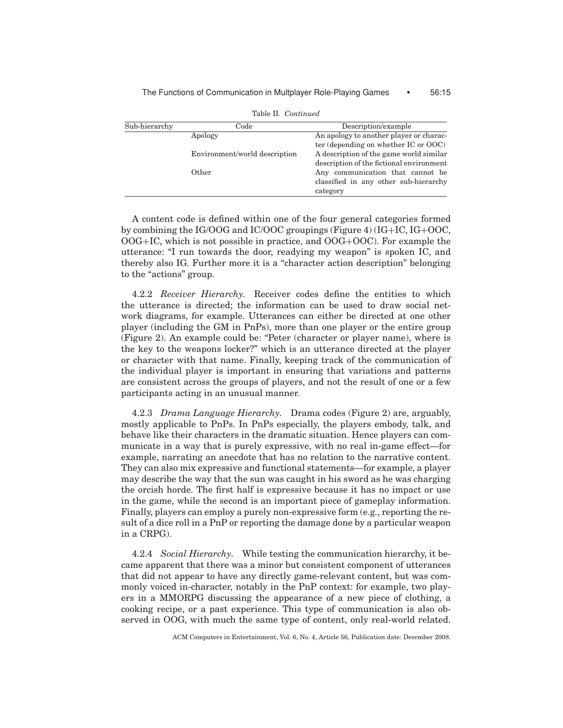Table II. *Continued*

| Sub-hierarchy | Code | Description/example |
|---|---|---|
| | Apology | An apology to another player or character (depending on whether IC or OOC) |
| | Environment/world description | A description of the game world similar description of the fictional environment |
| | Other | Any communication that cannot be classified in any other sub-hierarchy category |

A content code is defined within one of the four general categories formed by combining the IG/OOG and IC/OOC groupings (Figure 4) (IG+IC, IG+OOC, OOG+IC, which is not possible in practice, and OOG+OOC). For example the utterance: "I run towards the door, readying my weapon" is spoken IC, and thereby also IG. Further more it is a "character action description" belonging to the "actions" group.

4.2.2 *Receiver Hierarchy*. Receiver codes define the entities to which the utterance is directed; the information can be used to draw social network diagrams, for example. Utterances can either be directed at one other player (including the GM in PnPs), more than one player or the entire group (Figure 2). An example could be: "Peter (character or player name), where is the key to the weapons locker?" which is an utterance directed at the player or character with that name. Finally, keeping track of the communication of the individual player is important in ensuring that variations and patterns are consistent across the groups of players, and not the result of one or a few participants acting in an unusual manner.

4.2.3 *Drama Language Hierarchy*. Drama codes (Figure 2) are, arguably, mostly applicable to PnPs. In PnPs especially, the players embody, talk, and behave like their characters in the dramatic situation. Hence players can communicate in a way that is purely expressive, with no real in-game effect—for example, narrating an anecdote that has no relation to the narrative content. They can also mix expressive and functional statements—for example, a player may describe the way that the sun was caught in his sword as he was charging the orcish horde. The first half is expressive because it has no impact or use in the game, while the second is an important piece of gameplay information. Finally, players can employ a purely non-expressive form (e.g., reporting the result of a dice roll in a PnP or reporting the damage done by a particular weapon in a CRPG).

4.2.4 *Social Hierarchy*. While testing the communication hierarchy, it became apparent that there was a minor but consistent component of utterances that did not appear to have any directly game-relevant content, but was commonly voiced in-character, notably in the PnP context: for example, two players in a MMORPG discussing the appearance of a new piece of clothing, a cooking recipe, or a past experience. This type of communication is also observed in OOG, with much the same type of content, only real-world related.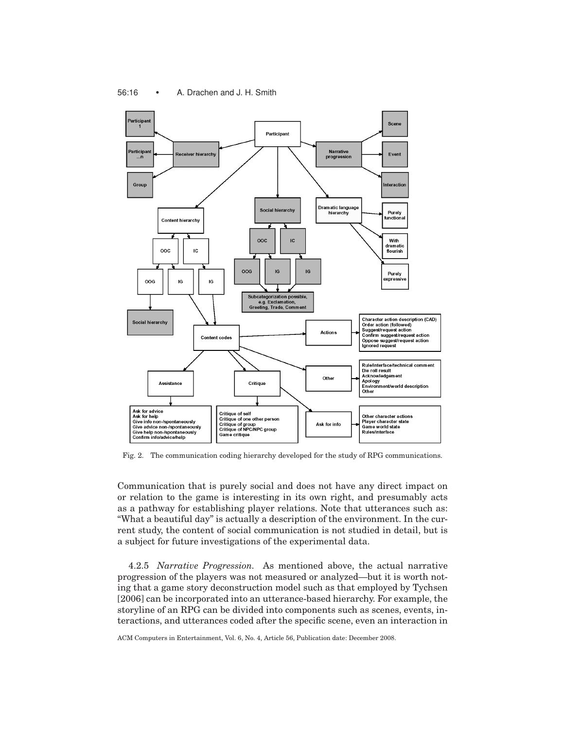Fig. 2. The communication coding hierarchy developed for the study of RPG communications.

Communication that is purely social and does not have any direct impact on or relation to the game is interesting in its own right, and presumably acts as a pathway for establishing player relations. Note that utterances such as: "What a beautiful day" is actually a description of the environment. In the current study, the content of social communication is not studied in detail, but is a subject for future investigations of the experimental data.

4.2.5 *Narrative Progression.* As mentioned above, the actual narrative progression of the players was not measured or analyzed—but it is worth noting that a game story deconstruction model such as that employed by Tychsen [2006] can be incorporated into an utterance-based hierarchy. For example, the storyline of an RPG can be divided into components such as scenes, events, interactions, and utterances coded after the specific scene, even an interaction in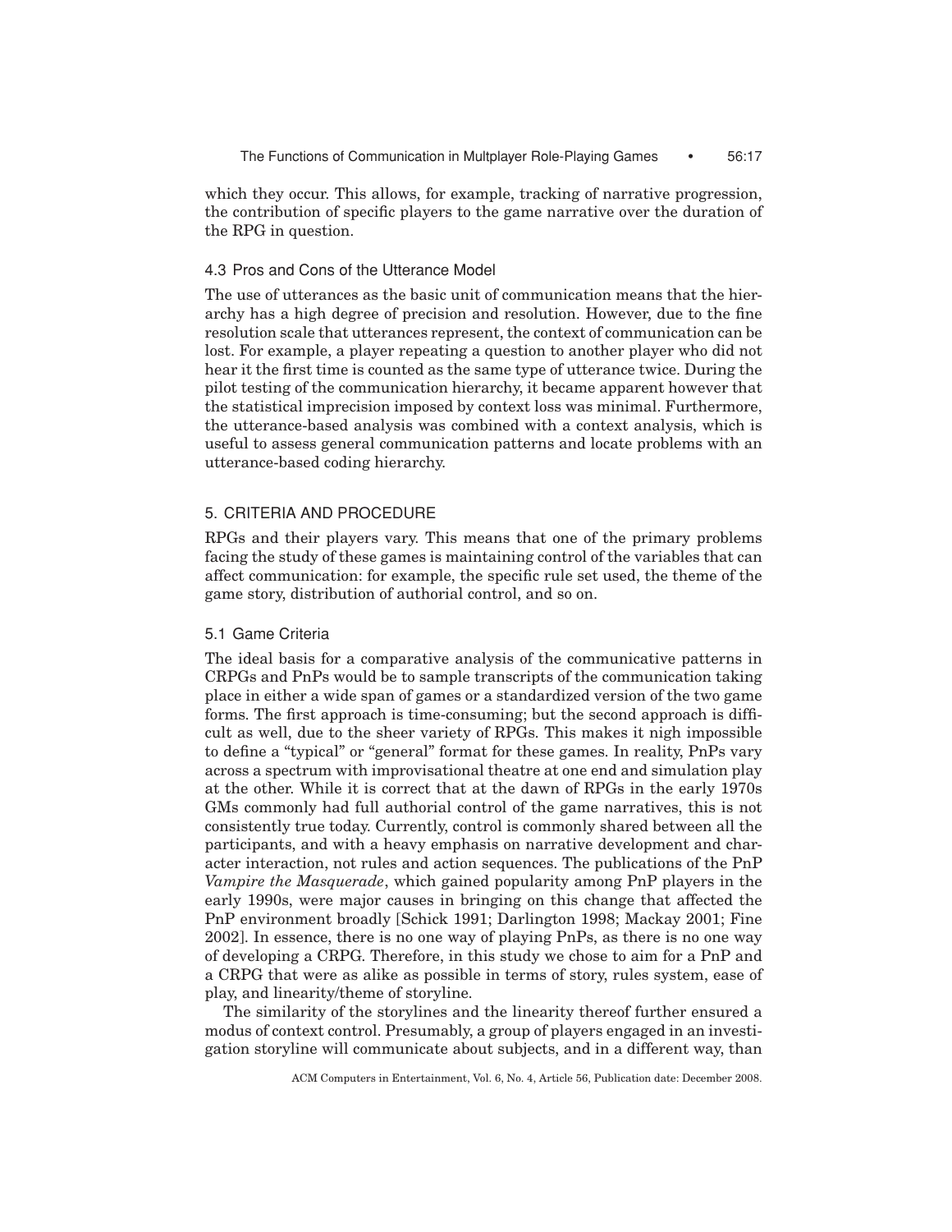which they occur. This allows, for example, tracking of narrative progression, the contribution of specific players to the game narrative over the duration of the RPG in question.

### 4.3 Pros and Cons of the Utterance Model

The use of utterances as the basic unit of communication means that the hierarchy has a high degree of precision and resolution. However, due to the fine resolution scale that utterances represent, the context of communication can be lost. For example, a player repeating a question to another player who did not hear it the first time is counted as the same type of utterance twice. During the pilot testing of the communication hierarchy, it became apparent however that the statistical imprecision imposed by context loss was minimal. Furthermore, the utterance-based analysis was combined with a context analysis, which is useful to assess general communication patterns and locate problems with an utterance-based coding hierarchy.

## 5. CRITERIA AND PROCEDURE

RPGs and their players vary. This means that one of the primary problems facing the study of these games is maintaining control of the variables that can affect communication: for example, the specific rule set used, the theme of the game story, distribution of authorial control, and so on.

### 5.1 Game Criteria

The ideal basis for a comparative analysis of the communicative patterns in CRPGs and PnPs would be to sample transcripts of the communication taking place in either a wide span of games or a standardized version of the two game forms. The first approach is time-consuming; but the second approach is difficult as well, due to the sheer variety of RPGs. This makes it nigh impossible to define a "typical" or "general" format for these games. In reality, PnPs vary across a spectrum with improvisational theatre at one end and simulation play at the other. While it is correct that at the dawn of RPGs in the early 1970s GMs commonly had full authorial control of the game narratives, this is not consistently true today. Currently, control is commonly shared between all the participants, and with a heavy emphasis on narrative development and character interaction, not rules and action sequences. The publications of the PnP *Vampire the Masquerade*, which gained popularity among PnP players in the early 1990s, were major causes in bringing on this change that affected the PnP environment broadly [Schick 1991; Darlington 1998; Mackay 2001; Fine 2002]. In essence, there is no one way of playing PnPs, as there is no one way of developing a CRPG. Therefore, in this study we chose to aim for a PnP and a CRPG that were as alike as possible in terms of story, rules system, ease of play, and linearity/theme of storyline.

The similarity of the storylines and the linearity thereof further ensured a modus of context control. Presumably, a group of players engaged in an investigation storyline will communicate about subjects, and in a different way, than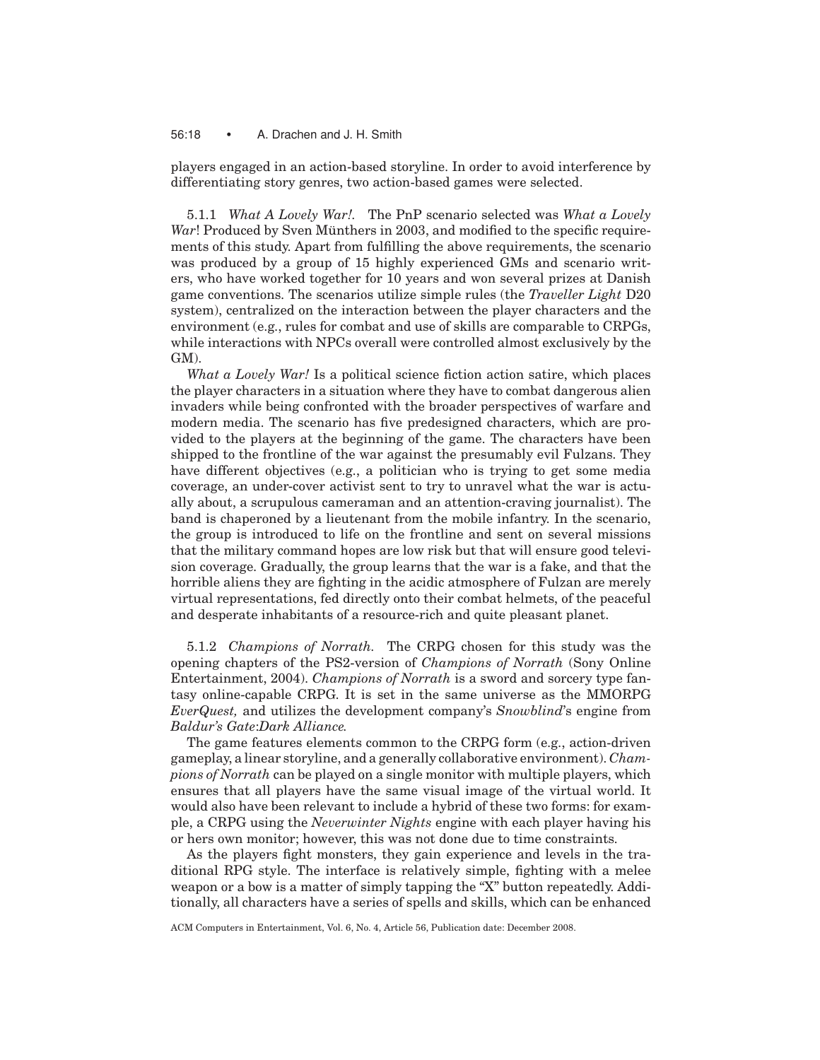players engaged in an action-based storyline. In order to avoid interference by differentiating story genres, two action-based games were selected.

#### 5.1.1 *What A Lovely War!*

The PnP scenario selected was *What a Lovely War*! Produced by Sven Münthers in 2003, and modified to the specific requirements of this study. Apart from fulfilling the above requirements, the scenario was produced by a group of 15 highly experienced GMs and scenario writers, who have worked together for 10 years and won several prizes at Danish game conventions. The scenarios utilize simple rules (the *Traveller Light* D20 system), centralized on the interaction between the player characters and the environment (e.g., rules for combat and use of skills are comparable to CRPGs, while interactions with NPCs overall were controlled almost exclusively by the GM).

*What a Lovely War!* Is a political science fiction action satire, which places the player characters in a situation where they have to combat dangerous alien invaders while being confronted with the broader perspectives of warfare and modern media. The scenario has five predesigned characters, which are provided to the players at the beginning of the game. The characters have been shipped to the frontline of the war against the presumably evil Fulzans. They have different objectives (e.g., a politician who is trying to get some media coverage, an under-cover activist sent to try to unravel what the war is actually about, a scrupulous cameraman and an attention-craving journalist). The band is chaperoned by a lieutenant from the mobile infantry. In the scenario, the group is introduced to life on the frontline and sent on several missions that the military command hopes are low risk but that will ensure good television coverage. Gradually, the group learns that the war is a fake, and that the horrible aliens they are fighting in the acidic atmosphere of Fulzan are merely virtual representations, fed directly onto their combat helmets, of the peaceful and desperate inhabitants of a resource-rich and quite pleasant planet.

#### 5.1.2 *Champions of Norrath.*

The CRPG chosen for this study was the opening chapters of the PS2-version of *Champions of Norrath* (Sony Online Entertainment, 2004). *Champions of Norrath* is a sword and sorcery type fantasy online-capable CRPG. It is set in the same universe as the MMORPG *EverQuest,* and utilizes the development company's *Snowblind*'s engine from *Baldur's Gate*:*Dark Alliance.*

The game features elements common to the CRPG form (e.g., action-driven gameplay, a linear storyline, and a generally collaborative environment). *Champions of Norrath* can be played on a single monitor with multiple players, which ensures that all players have the same visual image of the virtual world. It would also have been relevant to include a hybrid of these two forms: for example, a CRPG using the *Neverwinter Nights* engine with each player having his or hers own monitor; however, this was not done due to time constraints.

As the players fight monsters, they gain experience and levels in the traditional RPG style. The interface is relatively simple, fighting with a melee weapon or a bow is a matter of simply tapping the "X" button repeatedly. Additionally, all characters have a series of spells and skills, which can be enhanced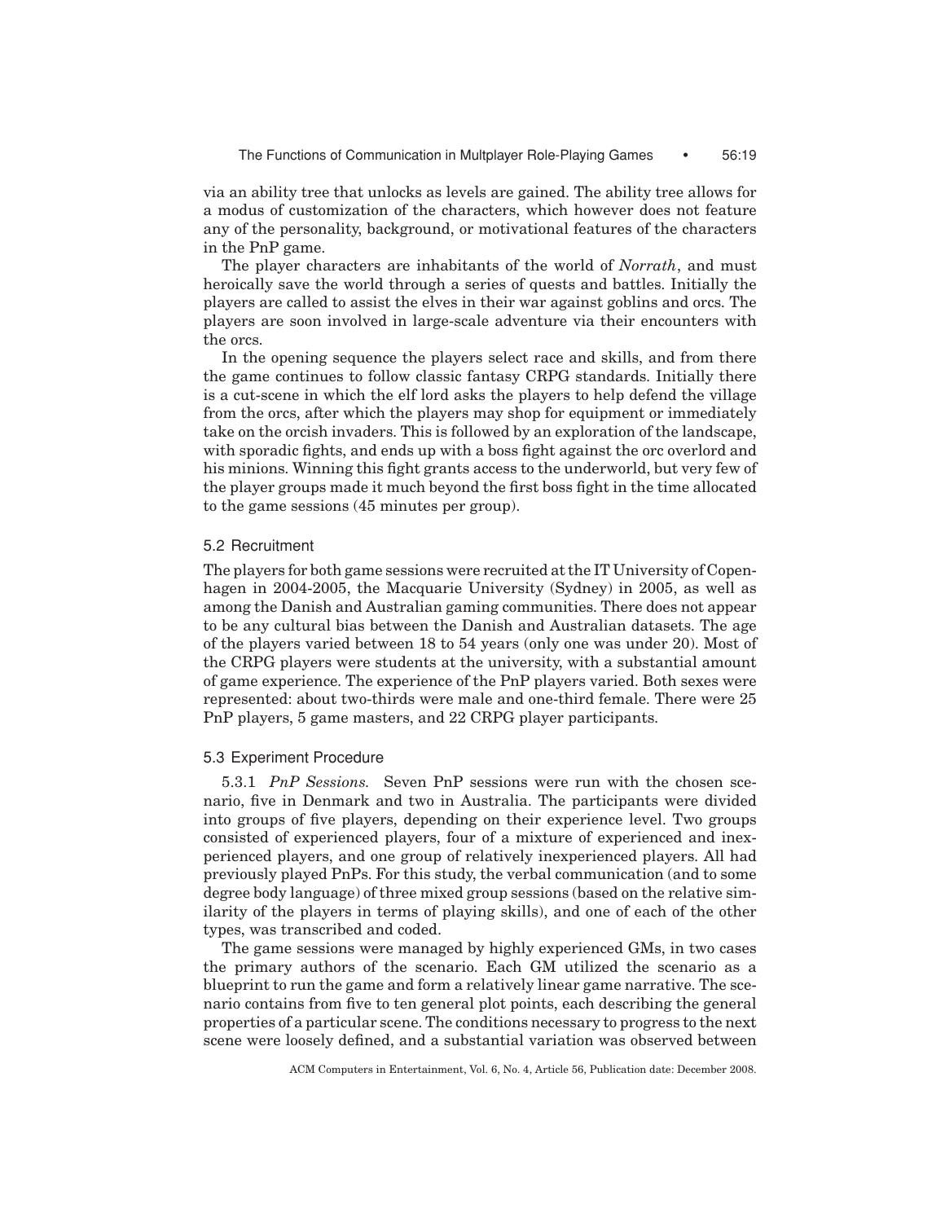via an ability tree that unlocks as levels are gained. The ability tree allows for a modus of customization of the characters, which however does not feature any of the personality, background, or motivational features of the characters in the PnP game.

The player characters are inhabitants of the world of *Norrath*, and must heroically save the world through a series of quests and battles. Initially the players are called to assist the elves in their war against goblins and orcs. The players are soon involved in large-scale adventure via their encounters with the orcs.

In the opening sequence the players select race and skills, and from there the game continues to follow classic fantasy CRPG standards. Initially there is a cut-scene in which the elf lord asks the players to help defend the village from the orcs, after which the players may shop for equipment or immediately take on the orcish invaders. This is followed by an exploration of the landscape, with sporadic fights, and ends up with a boss fight against the orc overlord and his minions. Winning this fight grants access to the underworld, but very few of the player groups made it much beyond the first boss fight in the time allocated to the game sessions (45 minutes per group).

### 5.2 Recruitment

The players for both game sessions were recruited at the IT University of Copenhagen in 2004-2005, the Macquarie University (Sydney) in 2005, as well as among the Danish and Australian gaming communities. There does not appear to be any cultural bias between the Danish and Australian datasets. The age of the players varied between 18 to 54 years (only one was under 20). Most of the CRPG players were students at the university, with a substantial amount of game experience. The experience of the PnP players varied. Both sexes were represented: about two-thirds were male and one-third female. There were 25 PnP players, 5 game masters, and 22 CRPG player participants.

### 5.3 Experiment Procedure

5.3.1 *PnP Sessions.* Seven PnP sessions were run with the chosen scenario, five in Denmark and two in Australia. The participants were divided into groups of five players, depending on their experience level. Two groups consisted of experienced players, four of a mixture of experienced and inexperienced players, and one group of relatively inexperienced players. All had previously played PnPs. For this study, the verbal communication (and to some degree body language) of three mixed group sessions (based on the relative similarity of the players in terms of playing skills), and one of each of the other types, was transcribed and coded.

The game sessions were managed by highly experienced GMs, in two cases the primary authors of the scenario. Each GM utilized the scenario as a blueprint to run the game and form a relatively linear game narrative. The scenario contains from five to ten general plot points, each describing the general properties of a particular scene. The conditions necessary to progress to the next scene were loosely defined, and a substantial variation was observed between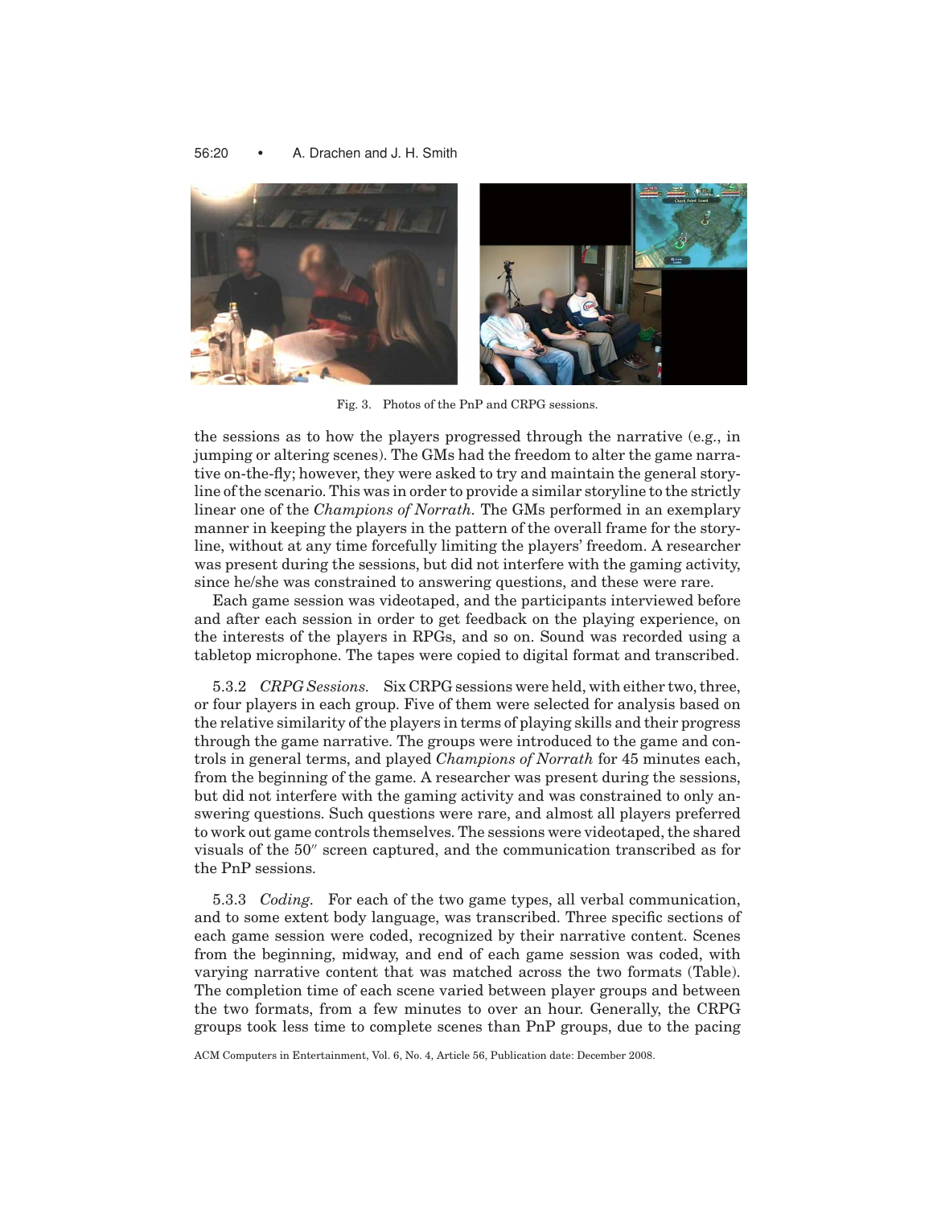Fig. 3. Photos of the PnP and CRPG sessions.

the sessions as to how the players progressed through the narrative (e.g., in jumping or altering scenes). The GMs had the freedom to alter the game narrative on-the-fly; however, they were asked to try and maintain the general storyline of the scenario. This was in order to provide a similar storyline to the strictly linear one of the *Champions of Norrath.* The GMs performed in an exemplary manner in keeping the players in the pattern of the overall frame for the storyline, without at any time forcefully limiting the players' freedom. A researcher was present during the sessions, but did not interfere with the gaming activity, since he/she was constrained to answering questions, and these were rare.

Each game session was videotaped, and the participants interviewed before and after each session in order to get feedback on the playing experience, on the interests of the players in RPGs, and so on. Sound was recorded using a tabletop microphone. The tapes were copied to digital format and transcribed.

5.3.2 *CRPG Sessions.* Six CRPG sessions were held, with either two, three, or four players in each group. Five of them were selected for analysis based on the relative similarity of the players in terms of playing skills and their progress through the game narrative. The groups were introduced to the game and controls in general terms, and played *Champions of Norrath* for 45 minutes each, from the beginning of the game. A researcher was present during the sessions, but did not interfere with the gaming activity and was constrained to only answering questions. Such questions were rare, and almost all players preferred to work out game controls themselves. The sessions were videotaped, the shared visuals of the 50″ screen captured, and the communication transcribed as for the PnP sessions.

5.3.3 *Coding.* For each of the two game types, all verbal communication, and to some extent body language, was transcribed. Three specific sections of each game session were coded, recognized by their narrative content. Scenes from the beginning, midway, and end of each game session was coded, with varying narrative content that was matched across the two formats (Table). The completion time of each scene varied between player groups and between the two formats, from a few minutes to over an hour. Generally, the CRPG groups took less time to complete scenes than PnP groups, due to the pacing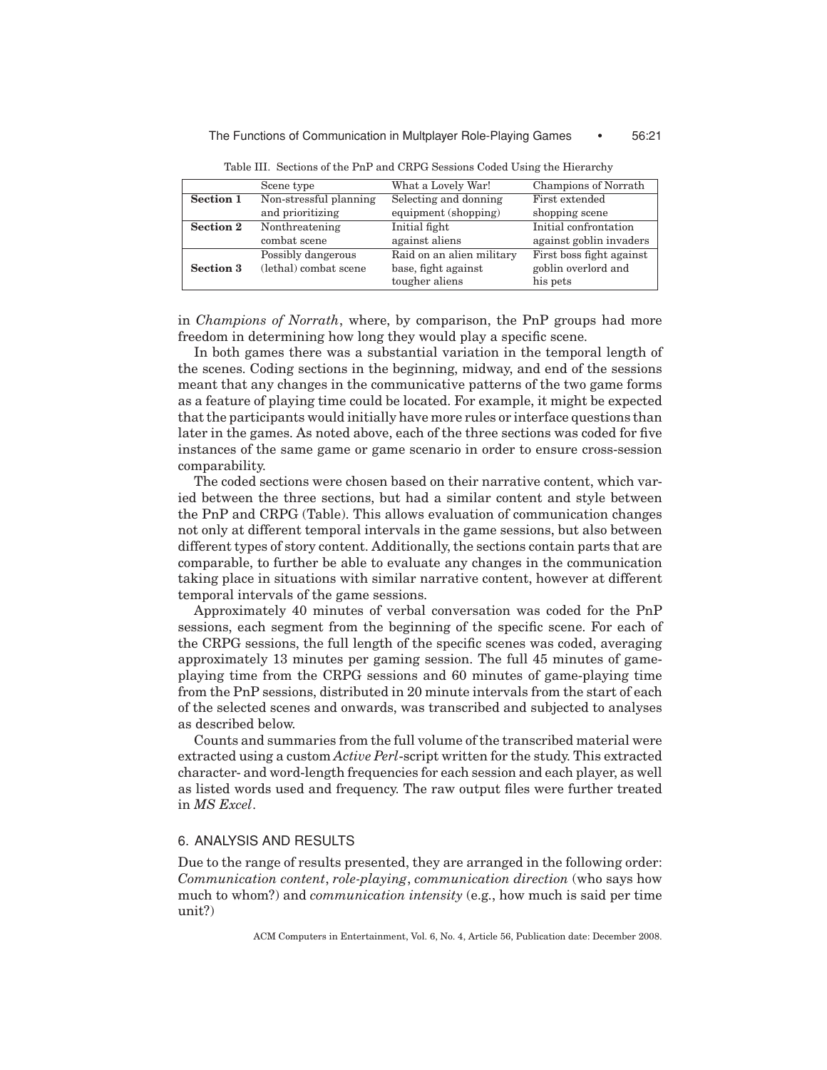Table III. Sections of the PnP and CRPG Sessions Coded Using the Hierarchy

| | Scene type | What a Lovely War! | Champions of Norrath |
|---|---|---|---|
| **Section 1** | Non-stressful planning and prioritizing | Selecting and donning equipment (shopping) | First extended shopping scene |
| **Section 2** | Nonthreatening combat scene | Initial fight against aliens | Initial confrontation against goblin invaders |
| **Section 3** | Possibly dangerous (lethal) combat scene | Raid on an alien military base, fight against tougher aliens | First boss fight against goblin overlord and his pets |

in *Champions of Norrath*, where, by comparison, the PnP groups had more freedom in determining how long they would play a specific scene.

In both games there was a substantial variation in the temporal length of the scenes. Coding sections in the beginning, midway, and end of the sessions meant that any changes in the communicative patterns of the two game forms as a feature of playing time could be located. For example, it might be expected that the participants would initially have more rules or interface questions than later in the games. As noted above, each of the three sections was coded for five instances of the same game or game scenario in order to ensure cross-session comparability.

The coded sections were chosen based on their narrative content, which varied between the three sections, but had a similar content and style between the PnP and CRPG (Table). This allows evaluation of communication changes not only at different temporal intervals in the game sessions, but also between different types of story content. Additionally, the sections contain parts that are comparable, to further be able to evaluate any changes in the communication taking place in situations with similar narrative content, however at different temporal intervals of the game sessions.

Approximately 40 minutes of verbal conversation was coded for the PnP sessions, each segment from the beginning of the specific scene. For each of the CRPG sessions, the full length of the specific scenes was coded, averaging approximately 13 minutes per gaming session. The full 45 minutes of game-playing time from the CRPG sessions and 60 minutes of game-playing time from the PnP sessions, distributed in 20 minute intervals from the start of each of the selected scenes and onwards, was transcribed and subjected to analyses as described below.

Counts and summaries from the full volume of the transcribed material were extracted using a custom *Active Perl*-script written for the study. This extracted character- and word-length frequencies for each session and each player, as well as listed words used and frequency. The raw output files were further treated in *MS Excel*.

## 6. ANALYSIS AND RESULTS

Due to the range of results presented, they are arranged in the following order: *Communication content*, *role-playing*, *communication direction* (who says how much to whom?) and *communication intensity* (e.g., how much is said per time unit?)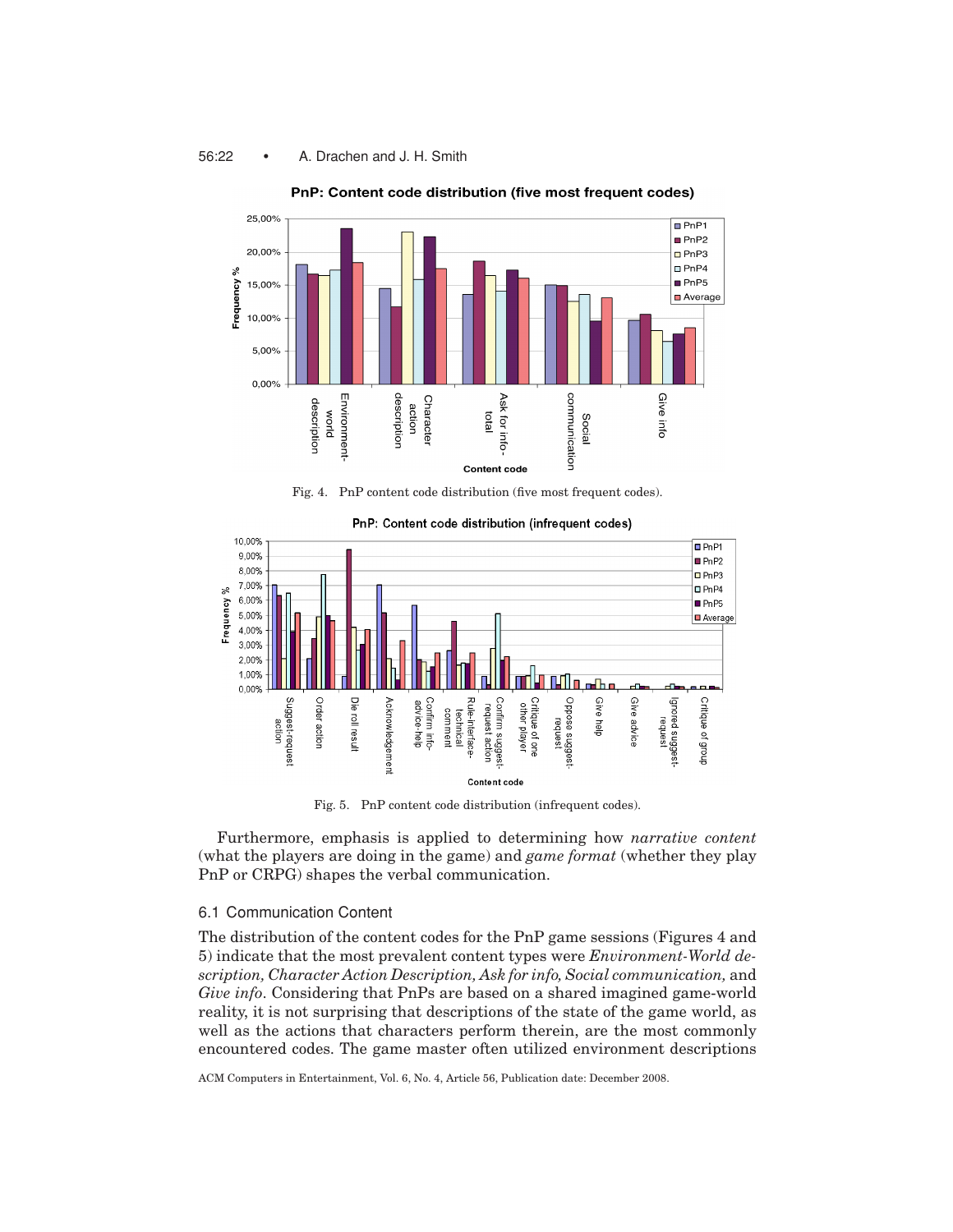Fig. 4. PnP content code distribution (five most frequent codes).

Fig. 5. PnP content code distribution (infrequent codes).

Furthermore, emphasis is applied to determining how *narrative content* (what the players are doing in the game) and *game format* (whether they play PnP or CRPG) shapes the verbal communication.

### 6.1 Communication Content

The distribution of the content codes for the PnP game sessions (Figures 4 and 5) indicate that the most prevalent content types were *Environment-World description, Character Action Description, Ask for info, Social communication,* and *Give info*. Considering that PnPs are based on a shared imagined game-world reality, it is not surprising that descriptions of the state of the game world, as well as the actions that characters perform therein, are the most commonly encountered codes. The game master often utilized environment descriptions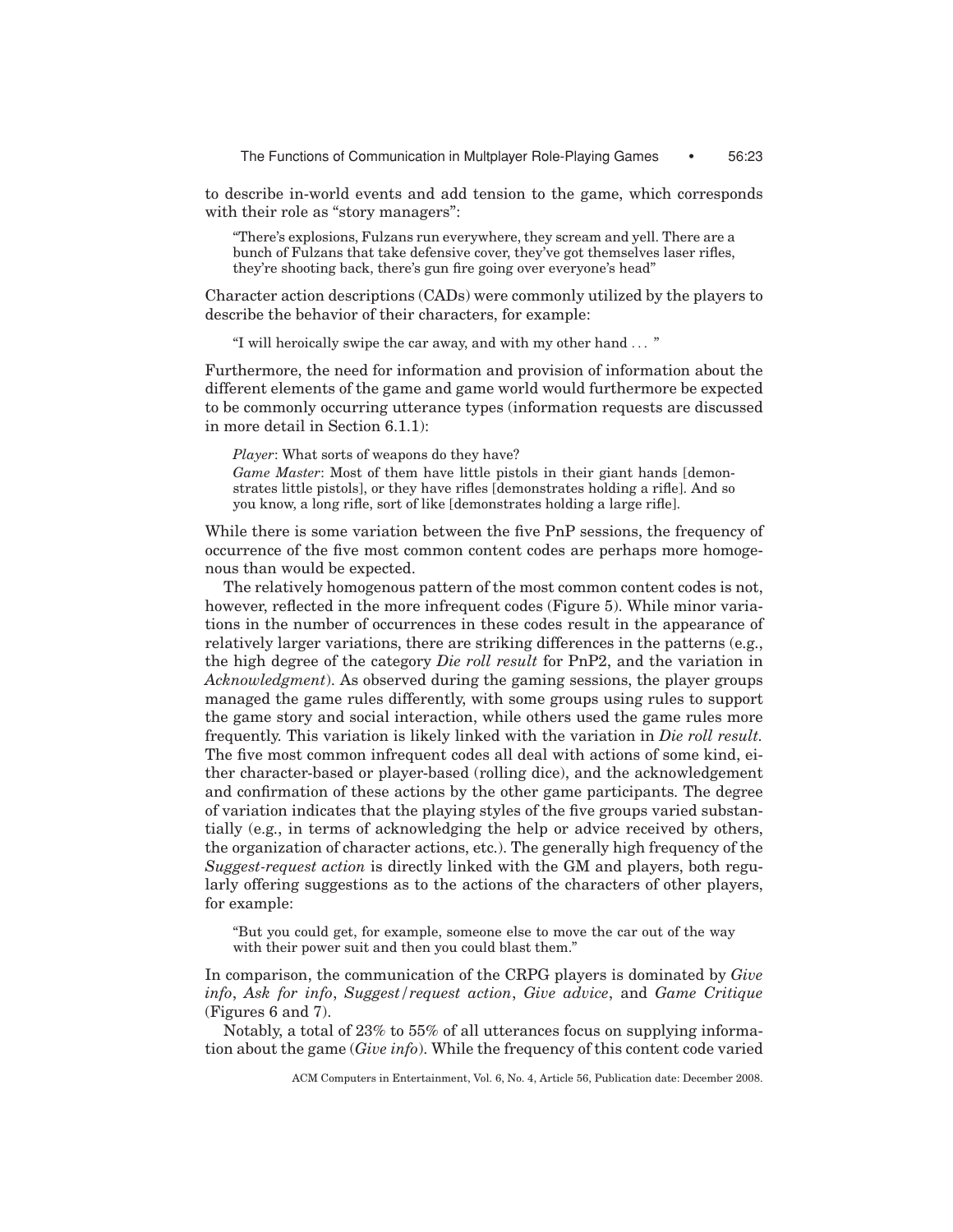to describe in-world events and add tension to the game, which corresponds with their role as "story managers":

> "There's explosions, Fulzans run everywhere, they scream and yell. There are a bunch of Fulzans that take defensive cover, they've got themselves laser rifles, they're shooting back, there's gun fire going over everyone's head"

Character action descriptions (CADs) were commonly utilized by the players to describe the behavior of their characters, for example:

> "I will heroically swipe the car away, and with my other hand . . . "

Furthermore, the need for information and provision of information about the different elements of the game and game world would furthermore be expected to be commonly occurring utterance types (information requests are discussed in more detail in Section 6.1.1):

> *Player*: What sorts of weapons do they have?
> *Game Master*: Most of them have little pistols in their giant hands [demonstrates little pistols], or they have rifles [demonstrates holding a rifle]. And so you know, a long rifle, sort of like [demonstrates holding a large rifle].

While there is some variation between the five PnP sessions, the frequency of occurrence of the five most common content codes are perhaps more homogenous than would be expected.

The relatively homogenous pattern of the most common content codes is not, however, reflected in the more infrequent codes (Figure 5). While minor variations in the number of occurrences in these codes result in the appearance of relatively larger variations, there are striking differences in the patterns (e.g., the high degree of the category *Die roll result* for PnP2, and the variation in *Acknowledgment*). As observed during the gaming sessions, the player groups managed the game rules differently, with some groups using rules to support the game story and social interaction, while others used the game rules more frequently. This variation is likely linked with the variation in *Die roll result*. The five most common infrequent codes all deal with actions of some kind, either character-based or player-based (rolling dice), and the acknowledgement and confirmation of these actions by the other game participants. The degree of variation indicates that the playing styles of the five groups varied substantially (e.g., in terms of acknowledging the help or advice received by others, the organization of character actions, etc.). The generally high frequency of the *Suggest-request action* is directly linked with the GM and players, both regularly offering suggestions as to the actions of the characters of other players, for example:

> "But you could get, for example, someone else to move the car out of the way with their power suit and then you could blast them."

In comparison, the communication of the CRPG players is dominated by *Give info*, *Ask for info*, *Suggest/request action*, *Give advice*, and *Game Critique* (Figures 6 and 7).

Notably, a total of 23% to 55% of all utterances focus on supplying information about the game (*Give info*). While the frequency of this content code varied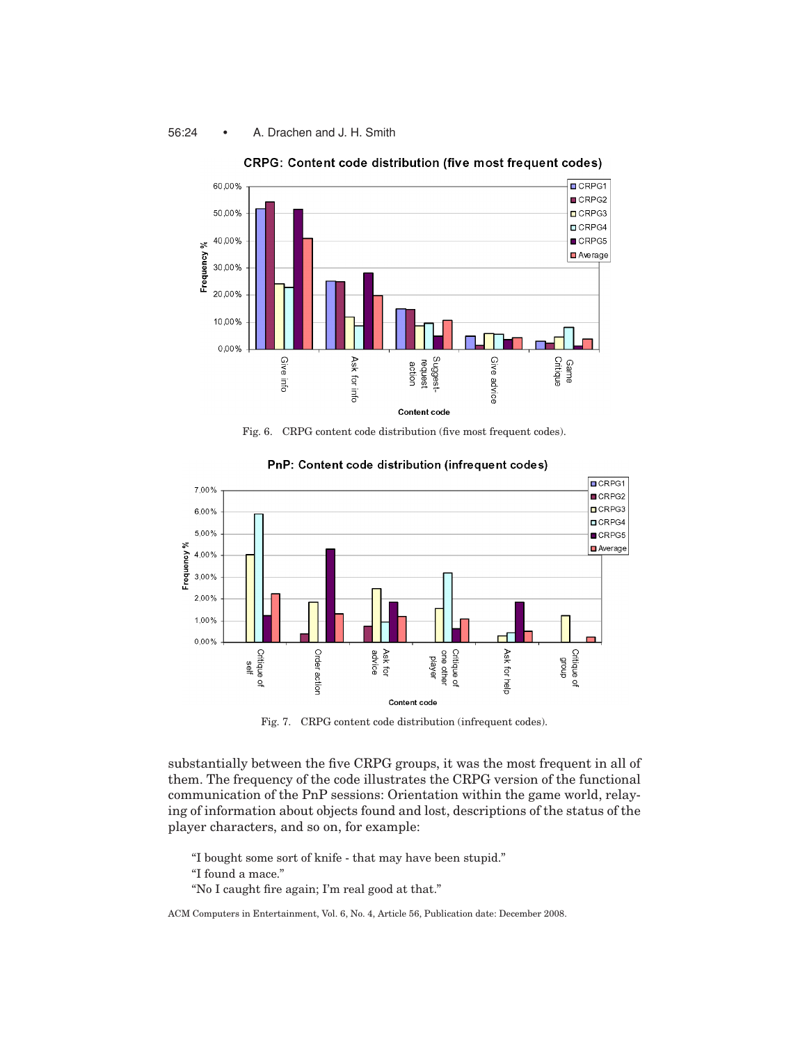Fig. 6. CRPG content code distribution (five most frequent codes).

Fig. 7. CRPG content code distribution (infrequent codes).

substantially between the five CRPG groups, it was the most frequent in all of them. The frequency of the code illustrates the CRPG version of the functional communication of the PnP sessions: Orientation within the game world, relaying of information about objects found and lost, descriptions of the status of the player characters, and so on, for example:

"I bought some sort of knife - that may have been stupid."

"I found a mace."

"No I caught fire again; I'm real good at that."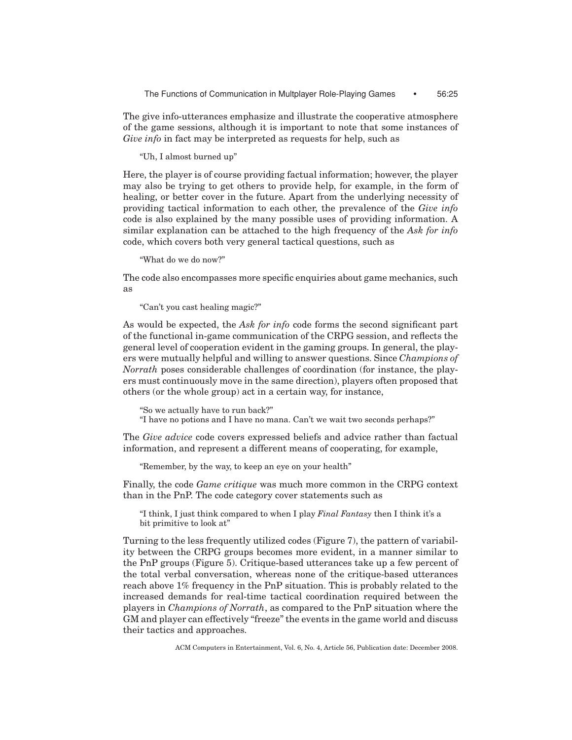The give info-utterances emphasize and illustrate the cooperative atmosphere of the game sessions, although it is important to note that some instances of *Give info* in fact may be interpreted as requests for help, such as

> "Uh, I almost burned up"

Here, the player is of course providing factual information; however, the player may also be trying to get others to provide help, for example, in the form of healing, or better cover in the future. Apart from the underlying necessity of providing tactical information to each other, the prevalence of the *Give info* code is also explained by the many possible uses of providing information. A similar explanation can be attached to the high frequency of the *Ask for info* code, which covers both very general tactical questions, such as

> "What do we do now?"

The code also encompasses more specific enquiries about game mechanics, such as

> "Can't you cast healing magic?"

As would be expected, the *Ask for info* code forms the second significant part of the functional in-game communication of the CRPG session, and reflects the general level of cooperation evident in the gaming groups. In general, the players were mutually helpful and willing to answer questions. Since *Champions of Norrath* poses considerable challenges of coordination (for instance, the players must continuously move in the same direction), players often proposed that others (or the whole group) act in a certain way, for instance,

> "So we actually have to run back?"
> "I have no potions and I have no mana. Can't we wait two seconds perhaps?"

The *Give advice* code covers expressed beliefs and advice rather than factual information, and represent a different means of cooperating, for example,

> "Remember, by the way, to keep an eye on your health"

Finally, the code *Game critique* was much more common in the CRPG context than in the PnP. The code category cover statements such as

> "I think, I just think compared to when I play *Final Fantasy* then I think it's a bit primitive to look at"

Turning to the less frequently utilized codes (Figure 7), the pattern of variability between the CRPG groups becomes more evident, in a manner similar to the PnP groups (Figure 5). Critique-based utterances take up a few percent of the total verbal conversation, whereas none of the critique-based utterances reach above 1% frequency in the PnP situation. This is probably related to the increased demands for real-time tactical coordination required between the players in *Champions of Norrath*, as compared to the PnP situation where the GM and player can effectively "freeze" the events in the game world and discuss their tactics and approaches.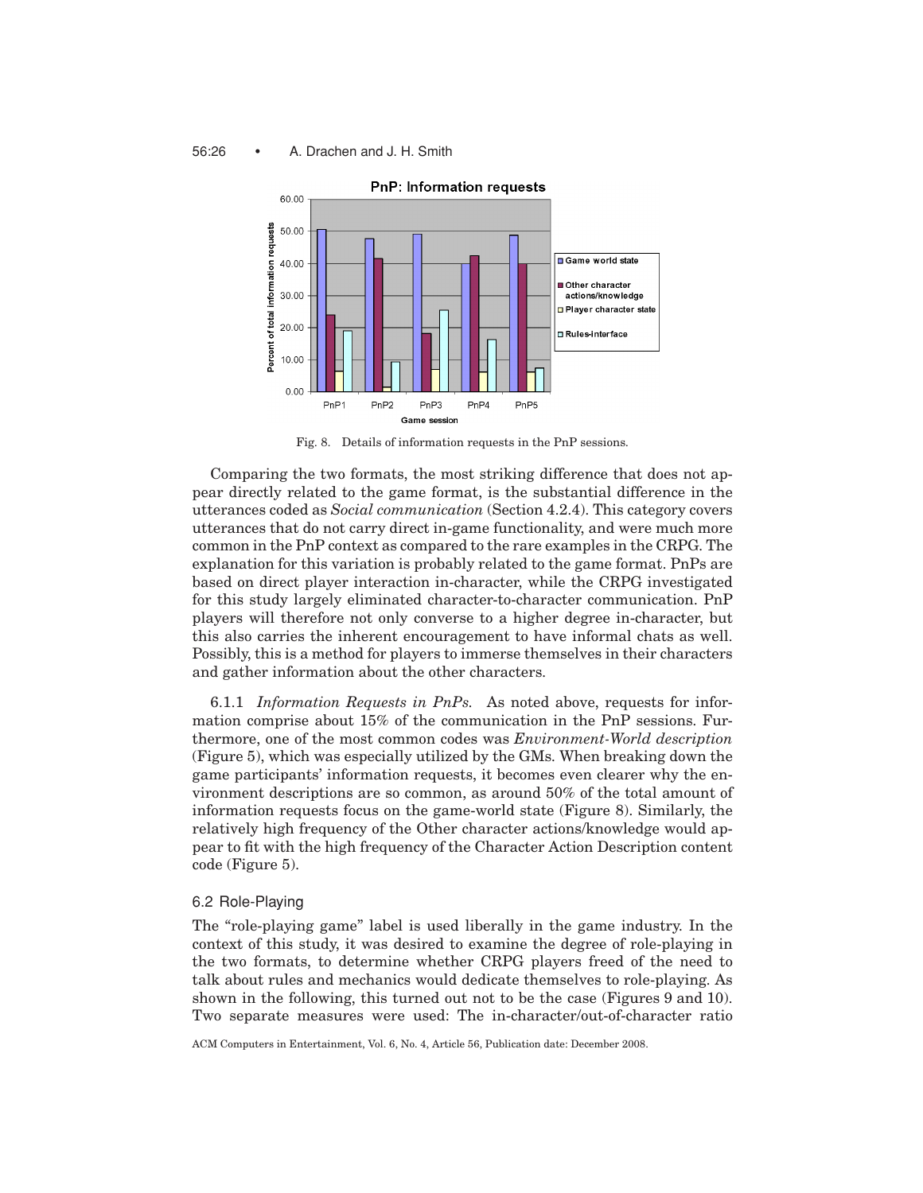Fig. 8. Details of information requests in the PnP sessions.

Comparing the two formats, the most striking difference that does not appear directly related to the game format, is the substantial difference in the utterances coded as *Social communication* (Section 4.2.4). This category covers utterances that do not carry direct in-game functionality, and were much more common in the PnP context as compared to the rare examples in the CRPG. The explanation for this variation is probably related to the game format. PnPs are based on direct player interaction in-character, while the CRPG investigated for this study largely eliminated character-to-character communication. PnP players will therefore not only converse to a higher degree in-character, but this also carries the inherent encouragement to have informal chats as well. Possibly, this is a method for players to immerse themselves in their characters and gather information about the other characters.

6.1.1 *Information Requests in PnPs.* As noted above, requests for information comprise about 15% of the communication in the PnP sessions. Furthermore, one of the most common codes was *Environment-World description* (Figure 5), which was especially utilized by the GMs. When breaking down the game participants' information requests, it becomes even clearer why the environment descriptions are so common, as around 50% of the total amount of information requests focus on the game-world state (Figure 8). Similarly, the relatively high frequency of the Other character actions/knowledge would appear to fit with the high frequency of the Character Action Description content code (Figure 5).

### 6.2 Role-Playing

The "role-playing game" label is used liberally in the game industry. In the context of this study, it was desired to examine the degree of role-playing in the two formats, to determine whether CRPG players freed of the need to talk about rules and mechanics would dedicate themselves to role-playing. As shown in the following, this turned out not to be the case (Figures 9 and 10). Two separate measures were used: The in-character/out-of-character ratio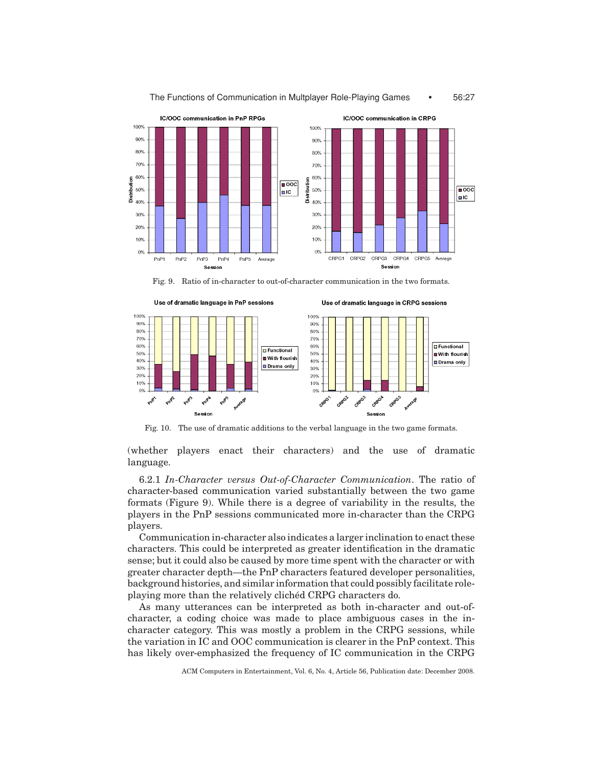Fig. 9. Ratio of in-character to out-of-character communication in the two formats.

Fig. 10. The use of dramatic additions to the verbal language in the two game formats.

(whether players enact their characters) and the use of dramatic language.

6.2.1 *In-Character versus Out-of-Character Communication*. The ratio of character-based communication varied substantially between the two game formats (Figure 9). While there is a degree of variability in the results, the players in the PnP sessions communicated more in-character than the CRPG players.

Communication in-character also indicates a larger inclination to enact these characters. This could be interpreted as greater identification in the dramatic sense; but it could also be caused by more time spent with the character or with greater character depth—the PnP characters featured developer personalities, background histories, and similar information that could possibly facilitate role-playing more than the relatively clichéd CRPG characters do.

As many utterances can be interpreted as both in-character and out-of-character, a coding choice was made to place ambiguous cases in the in-character category. This was mostly a problem in the CRPG sessions, while the variation in IC and OOC communication is clearer in the PnP context. This has likely over-emphasized the frequency of IC communication in the CRPG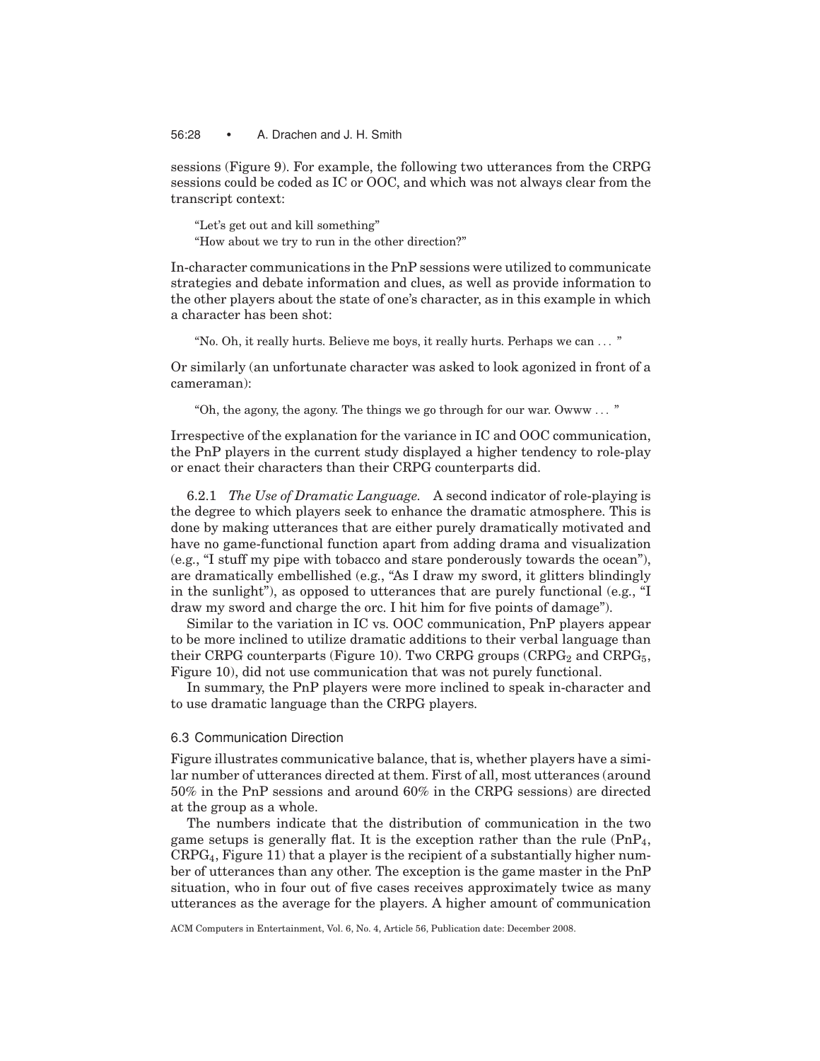sessions (Figure 9). For example, the following two utterances from the CRPG sessions could be coded as IC or OOC, and which was not always clear from the transcript context:

> "Let's get out and kill something"
> "How about we try to run in the other direction?"

In-character communications in the PnP sessions were utilized to communicate strategies and debate information and clues, as well as provide information to the other players about the state of one's character, as in this example in which a character has been shot:

> "No. Oh, it really hurts. Believe me boys, it really hurts. Perhaps we can ... "

Or similarly (an unfortunate character was asked to look agonized in front of a cameraman):

> "Oh, the agony, the agony. The things we go through for our war. Owww ... "

Irrespective of the explanation for the variance in IC and OOC communication, the PnP players in the current study displayed a higher tendency to role-play or enact their characters than their CRPG counterparts did.

6.2.1 *The Use of Dramatic Language.* A second indicator of role-playing is the degree to which players seek to enhance the dramatic atmosphere. This is done by making utterances that are either purely dramatically motivated and have no game-functional function apart from adding drama and visualization (e.g., "I stuff my pipe with tobacco and stare ponderously towards the ocean"), are dramatically embellished (e.g., "As I draw my sword, it glitters blindingly in the sunlight"), as opposed to utterances that are purely functional (e.g., "I draw my sword and charge the orc. I hit him for five points of damage").

Similar to the variation in IC vs. OOC communication, PnP players appear to be more inclined to utilize dramatic additions to their verbal language than their CRPG counterparts (Figure 10). Two CRPG groups ($CRPG_2$ and $CRPG_5$, Figure 10), did not use communication that was not purely functional.

In summary, the PnP players were more inclined to speak in-character and to use dramatic language than the CRPG players.

### 6.3 Communication Direction

Figure illustrates communicative balance, that is, whether players have a similar number of utterances directed at them. First of all, most utterances (around 50% in the PnP sessions and around 60% in the CRPG sessions) are directed at the group as a whole.

The numbers indicate that the distribution of communication in the two game setups is generally flat. It is the exception rather than the rule ($PnP_4$, $CRPG_4$, Figure 11) that a player is the recipient of a substantially higher number of utterances than any other. The exception is the game master in the PnP situation, who in four out of five cases receives approximately twice as many utterances as the average for the players. A higher amount of communication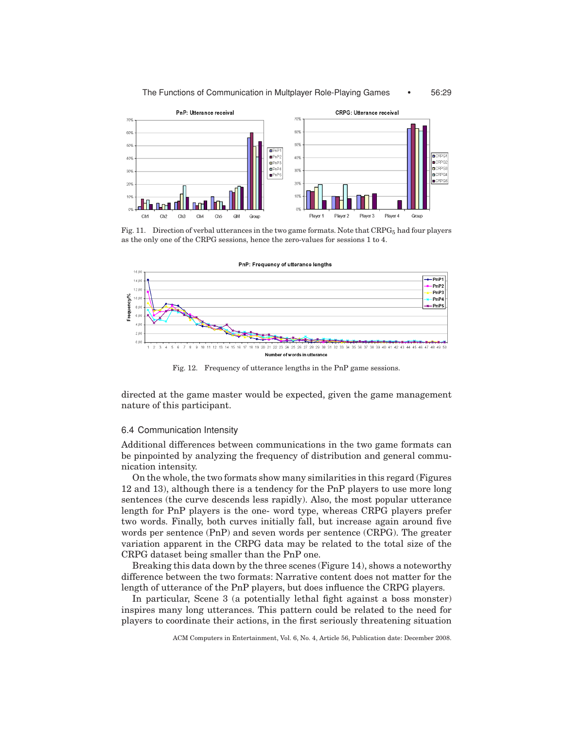Fig. 11. Direction of verbal utterances in the two game formats. Note that $CRPG_5$ had four players as the only one of the CRPG sessions, hence the zero-values for sessions 1 to 4.

Fig. 12. Frequency of utterance lengths in the PnP game sessions.

directed at the game master would be expected, given the game management nature of this participant.

### 6.4 Communication Intensity

Additional differences between communications in the two game formats can be pinpointed by analyzing the frequency of distribution and general communication intensity.

On the whole, the two formats show many similarities in this regard (Figures 12 and 13), although there is a tendency for the PnP players to use more long sentences (the curve descends less rapidly). Also, the most popular utterance length for PnP players is the one- word type, whereas CRPG players prefer two words. Finally, both curves initially fall, but increase again around five words per sentence (PnP) and seven words per sentence (CRPG). The greater variation apparent in the CRPG data may be related to the total size of the CRPG dataset being smaller than the PnP one.

Breaking this data down by the three scenes (Figure 14), shows a noteworthy difference between the two formats: Narrative content does not matter for the length of utterance of the PnP players, but does influence the CRPG players.

In particular, Scene 3 (a potentially lethal fight against a boss monster) inspires many long utterances. This pattern could be related to the need for players to coordinate their actions, in the first seriously threatening situation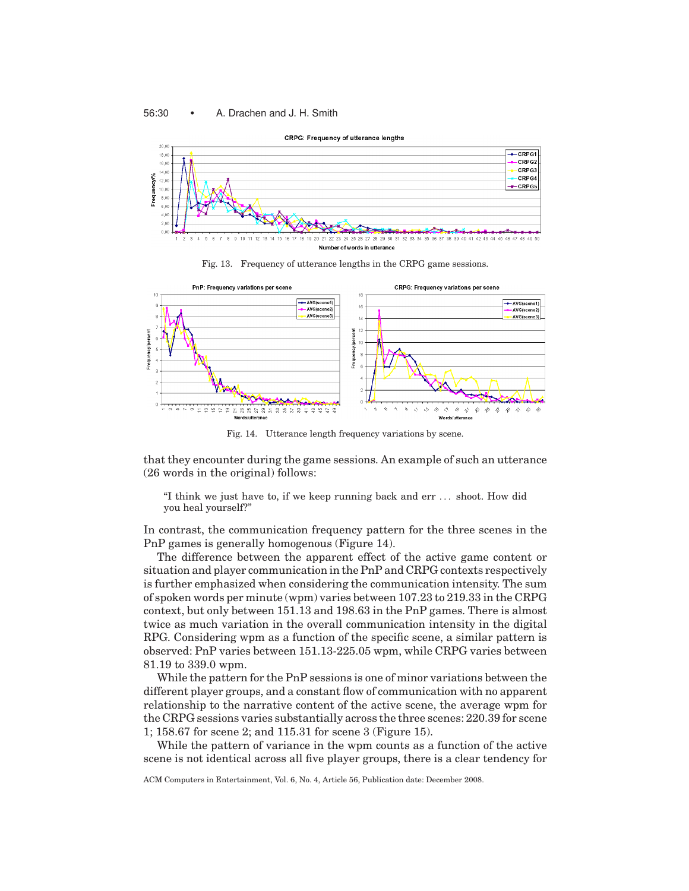Fig. 13. Frequency of utterance lengths in the CRPG game sessions.

Fig. 14. Utterance length frequency variations by scene.

that they encounter during the game sessions. An example of such an utterance (26 words in the original) follows:

> "I think we just have to, if we keep running back and err . . . shoot. How did you heal yourself?"

In contrast, the communication frequency pattern for the three scenes in the PnP games is generally homogenous (Figure 14).

The difference between the apparent effect of the active game content or situation and player communication in the PnP and CRPG contexts respectively is further emphasized when considering the communication intensity. The sum of spoken words per minute (wpm) varies between 107.23 to 219.33 in the CRPG context, but only between 151.13 and 198.63 in the PnP games. There is almost twice as much variation in the overall communication intensity in the digital RPG. Considering wpm as a function of the specific scene, a similar pattern is observed: PnP varies between 151.13-225.05 wpm, while CRPG varies between 81.19 to 339.0 wpm.

While the pattern for the PnP sessions is one of minor variations between the different player groups, and a constant flow of communication with no apparent relationship to the narrative content of the active scene, the average wpm for the CRPG sessions varies substantially across the three scenes: 220.39 for scene 1; 158.67 for scene 2; and 115.31 for scene 3 (Figure 15).

While the pattern of variance in the wpm counts as a function of the active scene is not identical across all five player groups, there is a clear tendency for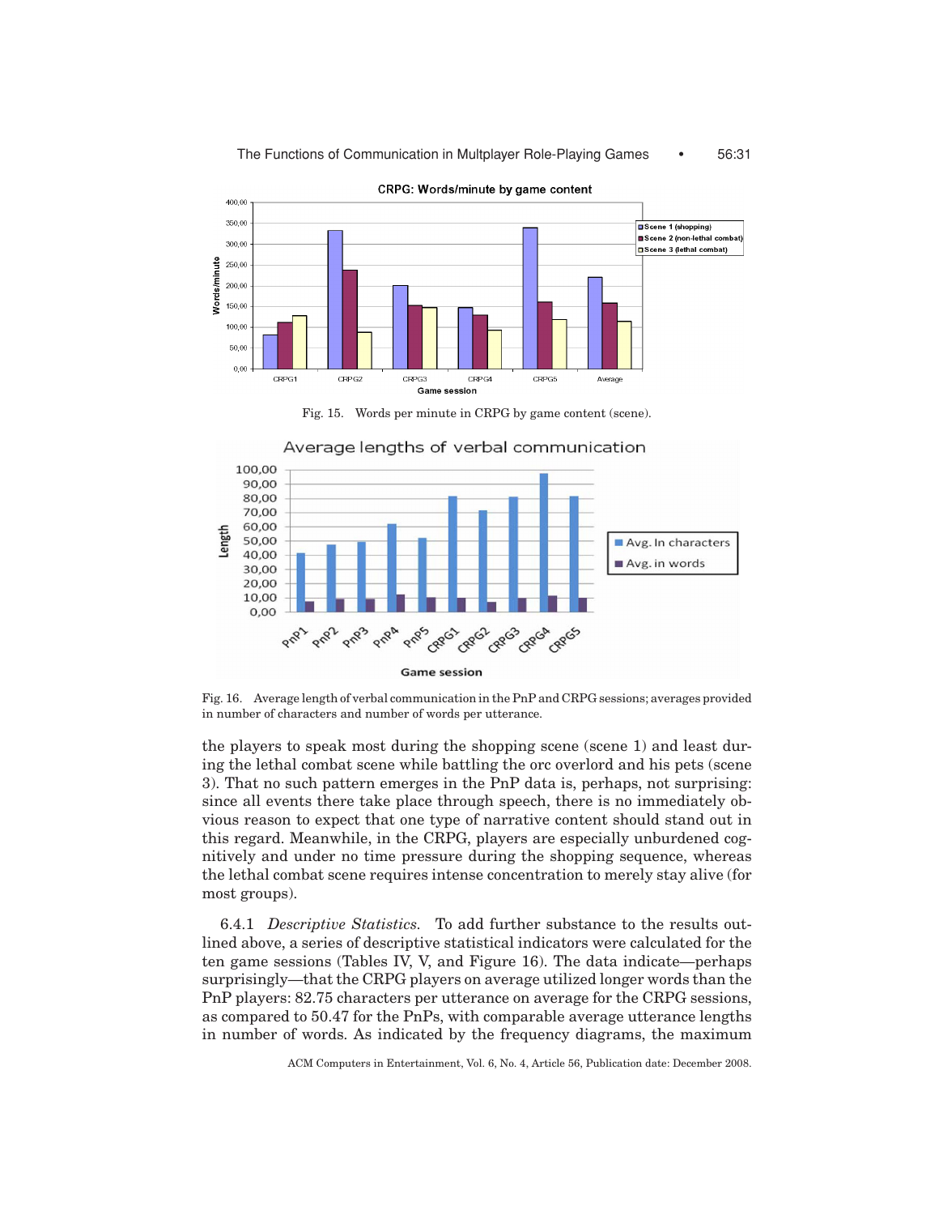Fig. 15. Words per minute in CRPG by game content (scene).

Fig. 16. Average length of verbal communication in the PnP and CRPG sessions; averages provided in number of characters and number of words per utterance.

the players to speak most during the shopping scene (scene 1) and least during the lethal combat scene while battling the orc overlord and his pets (scene 3). That no such pattern emerges in the PnP data is, perhaps, not surprising: since all events there take place through speech, there is no immediately obvious reason to expect that one type of narrative content should stand out in this regard. Meanwhile, in the CRPG, players are especially unburdened cognitively and under no time pressure during the shopping sequence, whereas the lethal combat scene requires intense concentration to merely stay alive (for most groups).

6.4.1 *Descriptive Statistics.* To add further substance to the results outlined above, a series of descriptive statistical indicators were calculated for the ten game sessions (Tables IV, V, and Figure 16). The data indicate—perhaps surprisingly—that the CRPG players on average utilized longer words than the PnP players: 82.75 characters per utterance on average for the CRPG sessions, as compared to 50.47 for the PnPs, with comparable average utterance lengths in number of words. As indicated by the frequency diagrams, the maximum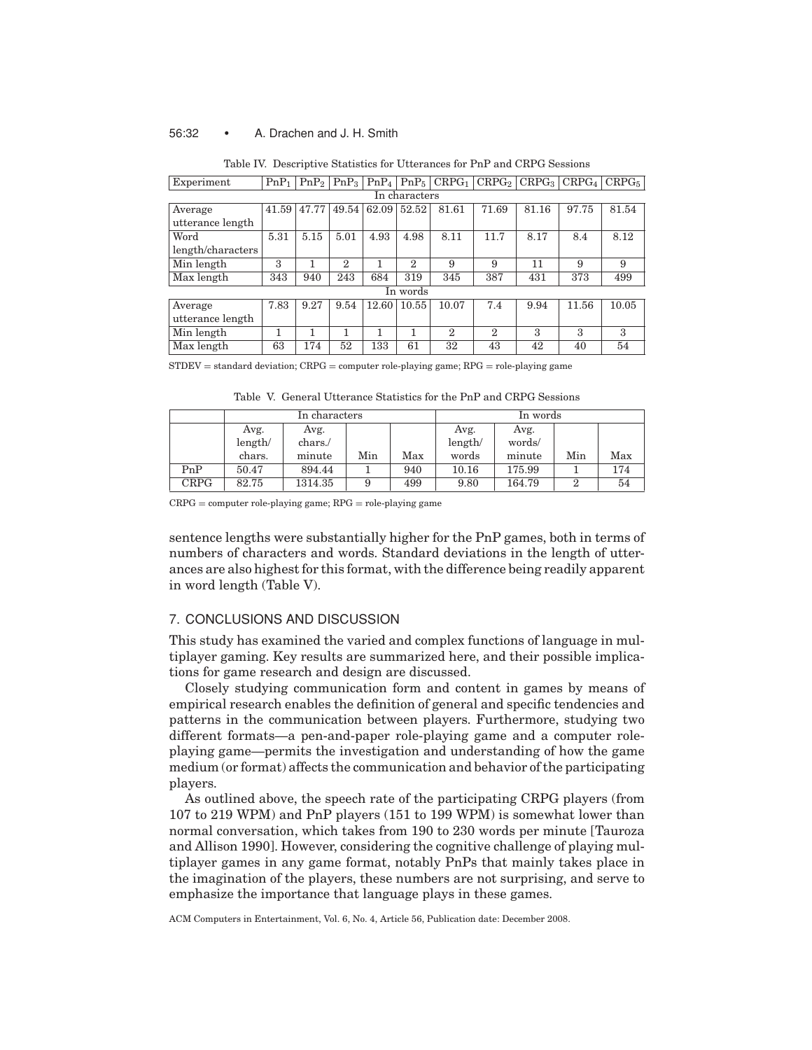Table IV. Descriptive Statistics for Utterances for PnP and CRPG Sessions

| Experiment | $PnP_1$ | $PnP_2$ | $PnP_3$ | $PnP_4$ | $PnP_5$ | $CRPG_1$ | $CRPG_2$ | $CRPG_3$ | $CRPG_4$ | $CRPG_5$ |
|---|---|---|---|---|---|---|---|---|---|---|
| In characters | | | | | | | | | | |
| Average utterance length | 41.59 | 47.77 | 49.54 | 62.09 | 52.52 | 81.61 | 71.69 | 81.16 | 97.75 | 81.54 |
| Word length/characters | 5.31 | 5.15 | 5.01 | 4.93 | 4.98 | 8.11 | 11.7 | 8.17 | 8.4 | 8.12 |
| Min length | 3 | 1 | 2 | 1 | 2 | 9 | 9 | 11 | 9 | 9 |
| Max length | 343 | 940 | 243 | 684 | 319 | 345 | 387 | 431 | 373 | 499 |
| In words | | | | | | | | | | |
| Average utterance length | 7.83 | 9.27 | 9.54 | 12.60 | 10.55 | 10.07 | 7.4 | 9.94 | 11.56 | 10.05 |
| Min length | 1 | 1 | 1 | 1 | 1 | 2 | 2 | 3 | 3 | 3 |
| Max length | 63 | 174 | 52 | 133 | 61 | 32 | 43 | 42 | 40 | 54 |

STDEV = standard deviation; CRPG = computer role-playing game; RPG = role-playing game

Table V. General Utterance Statistics for the PnP and CRPG Sessions

| | In characters | | | | In words | | | |
|---|---|---|---|---|---|---|---|---|
| | Avg. length/ chars. | Avg. chars./ minute | Min | Max | Avg. length/ words | Avg. words/ minute | Min | Max |
| PnP | 50.47 | 894.44 | 1 | 940 | 10.16 | 175.99 | 1 | 174 |
| CRPG | 82.75 | 1314.35 | 9 | 499 | 9.80 | 164.79 | 2 | 54 |

CRPG = computer role-playing game; RPG = role-playing game

sentence lengths were substantially higher for the PnP games, both in terms of numbers of characters and words. Standard deviations in the length of utterances are also highest for this format, with the difference being readily apparent in word length (Table V).

## 7. CONCLUSIONS AND DISCUSSION

This study has examined the varied and complex functions of language in multiplayer gaming. Key results are summarized here, and their possible implications for game research and design are discussed.

Closely studying communication form and content in games by means of empirical research enables the definition of general and specific tendencies and patterns in the communication between players. Furthermore, studying two different formats—a pen-and-paper role-playing game and a computer role-playing game—permits the investigation and understanding of how the game medium (or format) affects the communication and behavior of the participating players.

As outlined above, the speech rate of the participating CRPG players (from 107 to 219 WPM) and PnP players (151 to 199 WPM) is somewhat lower than normal conversation, which takes from 190 to 230 words per minute [Tauroza and Allison 1990]. However, considering the cognitive challenge of playing multiplayer games in any game format, notably PnPs that mainly takes place in the imagination of the players, these numbers are not surprising, and serve to emphasize the importance that language plays in these games.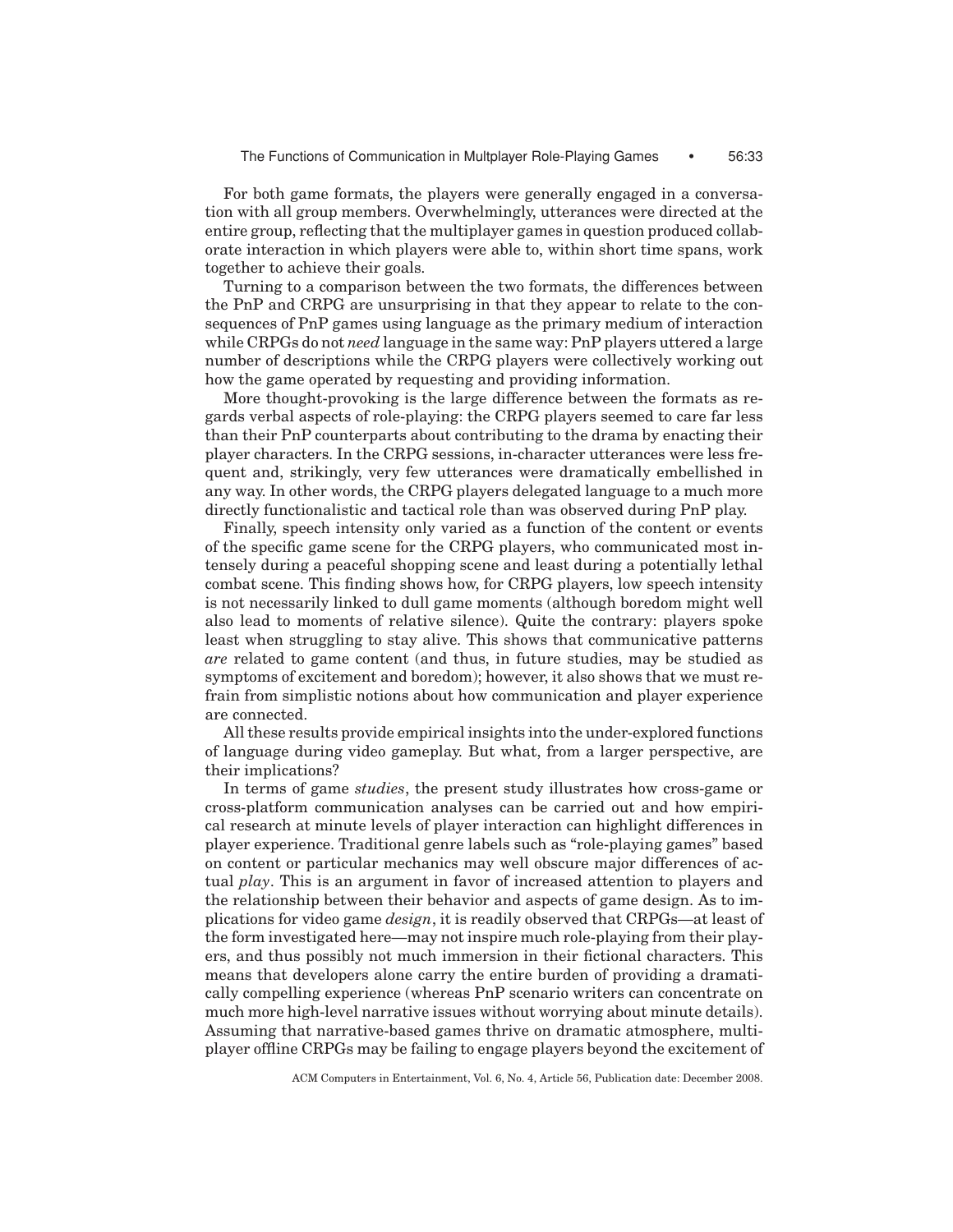For both game formats, the players were generally engaged in a conversation with all group members. Overwhelmingly, utterances were directed at the entire group, reflecting that the multiplayer games in question produced collaborate interaction in which players were able to, within short time spans, work together to achieve their goals.

Turning to a comparison between the two formats, the differences between the PnP and CRPG are unsurprising in that they appear to relate to the consequences of PnP games using language as the primary medium of interaction while CRPGs do not *need* language in the same way: PnP players uttered a large number of descriptions while the CRPG players were collectively working out how the game operated by requesting and providing information.

More thought-provoking is the large difference between the formats as regards verbal aspects of role-playing: the CRPG players seemed to care far less than their PnP counterparts about contributing to the drama by enacting their player characters. In the CRPG sessions, in-character utterances were less frequent and, strikingly, very few utterances were dramatically embellished in any way. In other words, the CRPG players delegated language to a much more directly functionalistic and tactical role than was observed during PnP play.

Finally, speech intensity only varied as a function of the content or events of the specific game scene for the CRPG players, who communicated most intensely during a peaceful shopping scene and least during a potentially lethal combat scene. This finding shows how, for CRPG players, low speech intensity is not necessarily linked to dull game moments (although boredom might well also lead to moments of relative silence). Quite the contrary: players spoke least when struggling to stay alive. This shows that communicative patterns *are* related to game content (and thus, in future studies, may be studied as symptoms of excitement and boredom); however, it also shows that we must refrain from simplistic notions about how communication and player experience are connected.

All these results provide empirical insights into the under-explored functions of language during video gameplay. But what, from a larger perspective, are their implications?

In terms of game *studies*, the present study illustrates how cross-game or cross-platform communication analyses can be carried out and how empirical research at minute levels of player interaction can highlight differences in player experience. Traditional genre labels such as "role-playing games" based on content or particular mechanics may well obscure major differences of actual *play*. This is an argument in favor of increased attention to players and the relationship between their behavior and aspects of game design. As to implications for video game *design*, it is readily observed that CRPGs—at least of the form investigated here—may not inspire much role-playing from their players, and thus possibly not much immersion in their fictional characters. This means that developers alone carry the entire burden of providing a dramatically compelling experience (whereas PnP scenario writers can concentrate on much more high-level narrative issues without worrying about minute details). Assuming that narrative-based games thrive on dramatic atmosphere, multiplayer offline CRPGs may be failing to engage players beyond the excitement of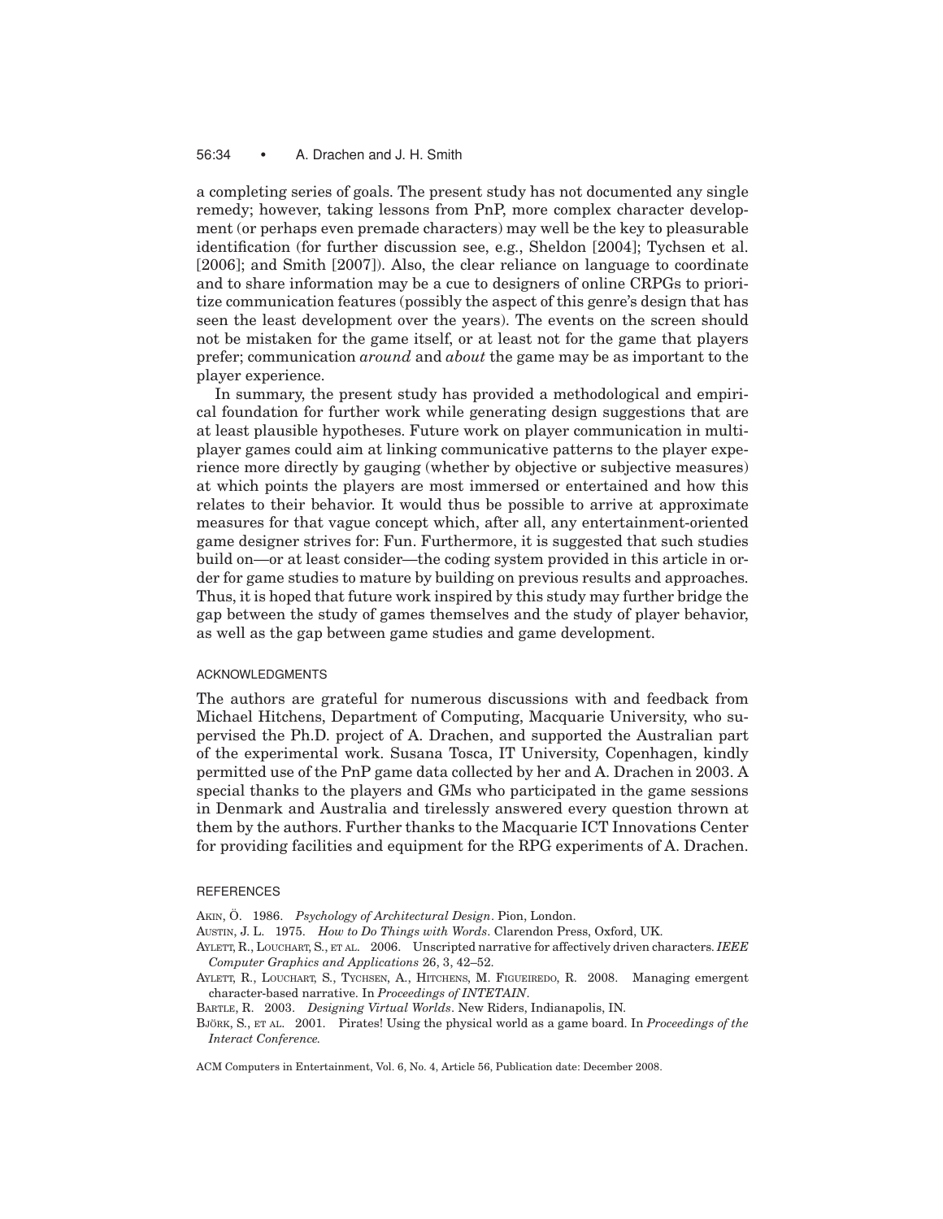a completing series of goals. The present study has not documented any single remedy; however, taking lessons from PnP, more complex character development (or perhaps even premade characters) may well be the key to pleasurable identification (for further discussion see, e.g., Sheldon [2004]; Tychsen et al. [2006]; and Smith [2007]). Also, the clear reliance on language to coordinate and to share information may be a cue to designers of online CRPGs to prioritize communication features (possibly the aspect of this genre's design that has seen the least development over the years). The events on the screen should not be mistaken for the game itself, or at least not for the game that players prefer; communication *around* and *about* the game may be as important to the player experience.

In summary, the present study has provided a methodological and empirical foundation for further work while generating design suggestions that are at least plausible hypotheses. Future work on player communication in multiplayer games could aim at linking communicative patterns to the player experience more directly by gauging (whether by objective or subjective measures) at which points the players are most immersed or entertained and how this relates to their behavior. It would thus be possible to arrive at approximate measures for that vague concept which, after all, any entertainment-oriented game designer strives for: Fun. Furthermore, it is suggested that such studies build on—or at least consider—the coding system provided in this article in order for game studies to mature by building on previous results and approaches. Thus, it is hoped that future work inspired by this study may further bridge the gap between the study of games themselves and the study of player behavior, as well as the gap between game studies and game development.

## ACKNOWLEDGMENTS

The authors are grateful for numerous discussions with and feedback from Michael Hitchens, Department of Computing, Macquarie University, who supervised the Ph.D. project of A. Drachen, and supported the Australian part of the experimental work. Susana Tosca, IT University, Copenhagen, kindly permitted use of the PnP game data collected by her and A. Drachen in 2003. A special thanks to the players and GMs who participated in the game sessions in Denmark and Australia and tirelessly answered every question thrown at them by the authors. Further thanks to the Macquarie ICT Innovations Center for providing facilities and equipment for the RPG experiments of A. Drachen.

## REFERENCES

AKIN, Ö. 1986. *Psychology of Architectural Design*. Pion, London.

AUSTIN, J. L. 1975. *How to Do Things with Words*. Clarendon Press, Oxford, UK.

AYLETT, R., LOUCHART, S., ET AL. 2006. Unscripted narrative for affectively driven characters. *IEEE Computer Graphics and Applications* 26, 3, 42–52.

AYLETT, R., LOUCHART, S., TYCHSEN, A., HITCHENS, M. FIGUEIREDO, R. 2008. Managing emergent character-based narrative. In *Proceedings of INTETAIN*.

BARTLE, R. 2003. *Designing Virtual Worlds*. New Riders, Indianapolis, IN.

BJÖRK, S., ET AL. 2001. Pirates! Using the physical world as a game board. In *Proceedings of the Interact Conference.*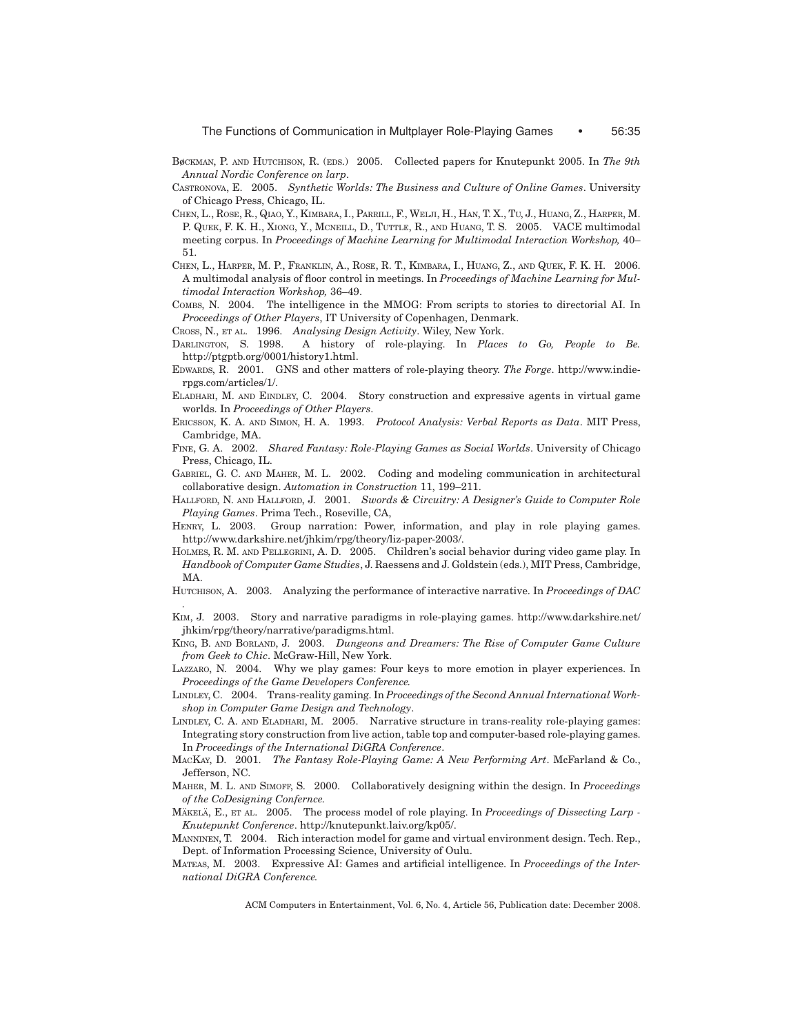BØCKMAN, P. AND HUTCHISON, R. (EDS.) 2005. Collected papers for Knutepunkt 2005. In *The 9th Annual Nordic Conference on larp*.

CASTRONOVA, E. 2005. *Synthetic Worlds: The Business and Culture of Online Games*. University of Chicago Press, Chicago, IL.

CHEN, L., ROSE, R., QIAO, Y., KIMBARA, I., PARRILL, F., WELJI, H., HAN, T. X., TU, J., HUANG, Z., HARPER, M. P. QUEK, F. K. H., XIONG, Y., MCNEILL, D., TUTTLE, R., AND HUANG, T. S. 2005. VACE multimodal meeting corpus. In *Proceedings of Machine Learning for Multimodal Interaction Workshop,* 40–51.

CHEN, L., HARPER, M. P., FRANKLIN, A., ROSE, R. T., KIMBARA, I., HUANG, Z., AND QUEK, F. K. H. 2006. A multimodal analysis of floor control in meetings. In *Proceedings of Machine Learning for Multimodal Interaction Workshop,* 36–49.

COMBS, N. 2004. The intelligence in the MMOG: From scripts to stories to directorial AI. In *Proceedings of Other Players*, IT University of Copenhagen, Denmark.

CROSS, N., ET AL. 1996. *Analysing Design Activity*. Wiley, New York.

DARLINGTON, S. 1998. A history of role-playing. In *Places to Go, People to Be.* http://ptgptb.org/0001/history1.html.

EDWARDS, R. 2001. GNS and other matters of role-playing theory. *The Forge*. http://www.indie-rpgs.com/articles/1/.

ELADHARI, M. AND EINDLEY, C. 2004. Story construction and expressive agents in virtual game worlds. In *Proceedings of Other Players*.

ERICSSON, K. A. AND SIMON, H. A. 1993. *Protocol Analysis: Verbal Reports as Data*. MIT Press, Cambridge, MA.

FINE, G. A. 2002. *Shared Fantasy: Role-Playing Games as Social Worlds*. University of Chicago Press, Chicago, IL.

GABRIEL, G. C. AND MAHER, M. L. 2002. Coding and modeling communication in architectural collaborative design. *Automation in Construction* 11, 199–211.

HALLFORD, N. AND HALLFORD, J. 2001. *Swords & Circuitry: A Designer's Guide to Computer Role Playing Games*. Prima Tech., Roseville, CA,

HENRY, L. 2003. Group narration: Power, information, and play in role playing games. http://www.darkshire.net/jhkim/rpg/theory/liz-paper-2003/.

HOLMES, R. M. AND PELLEGRINI, A. D. 2005. Children's social behavior during video game play. In *Handbook of Computer Game Studies*, J. Raessens and J. Goldstein (eds.), MIT Press, Cambridge, MA.

HUTCHISON, A. 2003. Analyzing the performance of interactive narrative. In *Proceedings of DAC* .

KIM, J. 2003. Story and narrative paradigms in role-playing games. http://www.darkshire.net/jhkim/rpg/theory/narrative/paradigms.html.

KING, B. AND BORLAND, J. 2003. *Dungeons and Dreamers: The Rise of Computer Game Culture from Geek to Chic*. McGraw-Hill, New York.

LAZZARO, N. 2004. Why we play games: Four keys to more emotion in player experiences. In *Proceedings of the Game Developers Conference.*

LINDLEY, C. 2004. Trans-reality gaming. In *Proceedings of the Second Annual International Workshop in Computer Game Design and Technology*.

LINDLEY, C. A. AND ELADHARI, M. 2005. Narrative structure in trans-reality role-playing games: Integrating story construction from live action, table top and computer-based role-playing games. In *Proceedings of the International DiGRA Conference*.

MACKAY, D. 2001. *The Fantasy Role-Playing Game: A New Performing Art*. McFarland & Co., Jefferson, NC.

MAHER, M. L. AND SIMOFF, S. 2000. Collaboratively designing within the design. In *Proceedings of the CoDesigning Confernce.*

MÄKELÄ, E., ET AL. 2005. The process model of role playing. In *Proceedings of Dissecting Larp - Knutepunkt Conference*. http://knutepunkt.laiv.org/kp05/.

MANNINEN, T. 2004. Rich interaction model for game and virtual environment design. Tech. Rep., Dept. of Information Processing Science, University of Oulu.

MATEAS, M. 2003. Expressive AI: Games and artificial intelligence. In *Proceedings of the International DiGRA Conference.*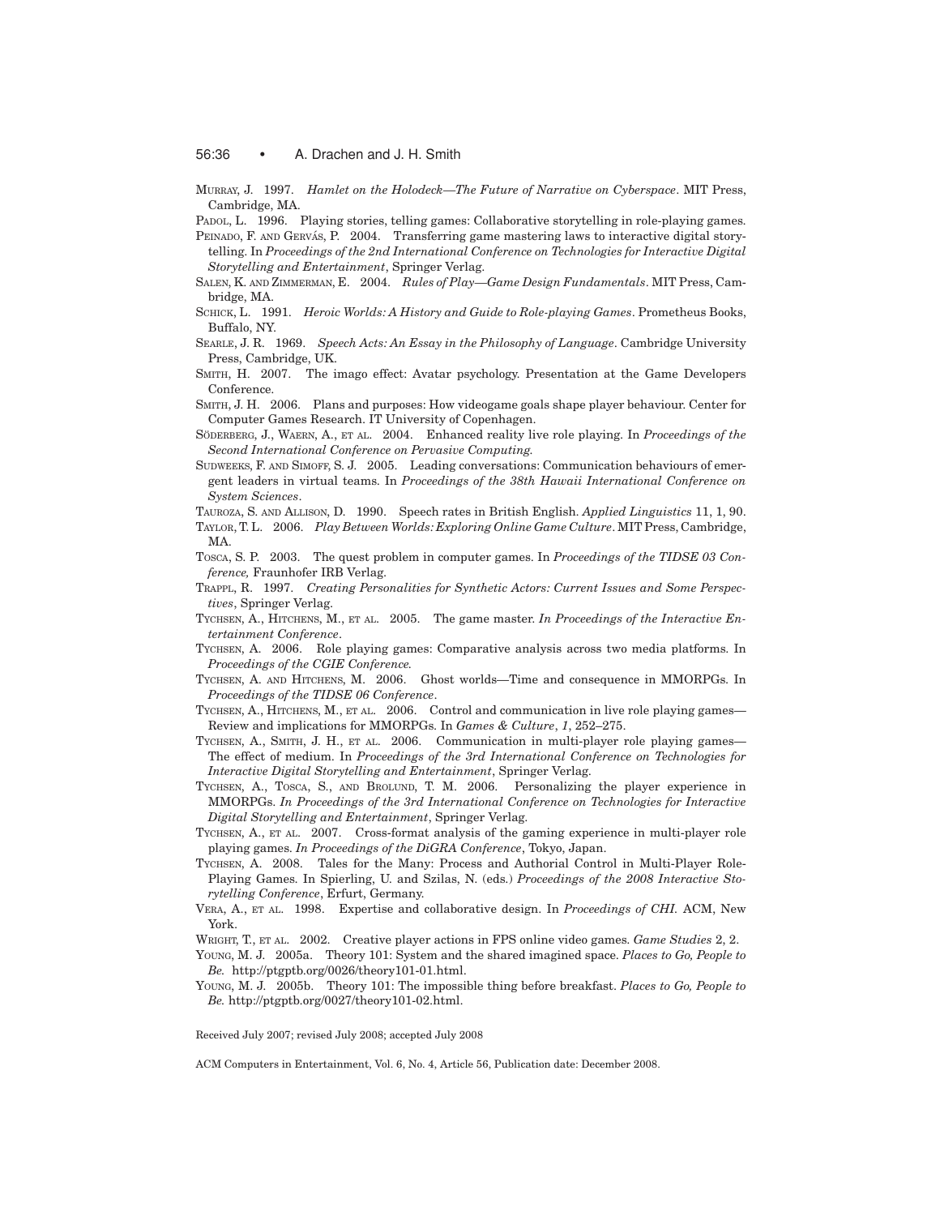MURRAY, J. 1997. *Hamlet on the Holodeck—The Future of Narrative on Cyberspace*. MIT Press, Cambridge, MA.

PADOL, L. 1996. Playing stories, telling games: Collaborative storytelling in role-playing games.

PEINADO, F. AND GERVÁS, P. 2004. Transferring game mastering laws to interactive digital storytelling. In *Proceedings of the 2nd International Conference on Technologies for Interactive Digital Storytelling and Entertainment*, Springer Verlag.

SALEN, K. AND ZIMMERMAN, E. 2004. *Rules of Play—Game Design Fundamentals*. MIT Press, Cambridge, MA.

SCHICK, L. 1991. *Heroic Worlds: A History and Guide to Role-playing Games*. Prometheus Books, Buffalo, NY.

SEARLE, J. R. 1969. *Speech Acts: An Essay in the Philosophy of Language*. Cambridge University Press, Cambridge, UK.

SMITH, H. 2007. The imago effect: Avatar psychology. Presentation at the Game Developers Conference.

SMITH, J. H. 2006. Plans and purposes: How videogame goals shape player behaviour. Center for Computer Games Research. IT University of Copenhagen.

SÖDERBERG, J., WAERN, A., ET AL. 2004. Enhanced reality live role playing. In *Proceedings of the Second International Conference on Pervasive Computing.*

SUDWEEKS, F. AND SIMOFF, S. J. 2005. Leading conversations: Communication behaviours of emergent leaders in virtual teams. In *Proceedings of the 38th Hawaii International Conference on System Sciences*.

TAUROZA, S. AND ALLISON, D. 1990. Speech rates in British English. *Applied Linguistics* 11, 1, 90.

TAYLOR, T. L. 2006. *Play Between Worlds: Exploring Online Game Culture*. MIT Press, Cambridge, MA.

TOSCA, S. P. 2003. The quest problem in computer games. In *Proceedings of the TIDSE 03 Conference,* Fraunhofer IRB Verlag.

TRAPPL, R. 1997. *Creating Personalities for Synthetic Actors: Current Issues and Some Perspectives*, Springer Verlag.

TYCHSEN, A., HITCHENS, M., ET AL. 2005. The game master. *In Proceedings of the Interactive Entertainment Conference*.

TYCHSEN, A. 2006. Role playing games: Comparative analysis across two media platforms. In *Proceedings of the CGIE Conference.*

TYCHSEN, A. AND HITCHENS, M. 2006. Ghost worlds—Time and consequence in MMORPGs. In *Proceedings of the TIDSE 06 Conference*.

TYCHSEN, A., HITCHENS, M., ET AL. 2006. Control and communication in live role playing games—Review and implications for MMORPGs. In *Games & Culture*, *1*, 252–275.

TYCHSEN, A., SMITH, J. H., ET AL. 2006. Communication in multi-player role playing games—The effect of medium. In *Proceedings of the 3rd International Conference on Technologies for Interactive Digital Storytelling and Entertainment*, Springer Verlag.

TYCHSEN, A., TOSCA, S., AND BROLUND, T. M. 2006. Personalizing the player experience in MMORPGs. *In Proceedings of the 3rd International Conference on Technologies for Interactive Digital Storytelling and Entertainment,* Springer Verlag.

TYCHSEN, A., ET AL. 2007. Cross-format analysis of the gaming experience in multi-player role playing games. *In Proceedings of the DiGRA Conference*, Tokyo, Japan.

TYCHSEN, A. 2008. Tales for the Many: Process and Authorial Control in Multi-Player Role-Playing Games. In Spierling, U. and Szilas, N. (eds.) *Proceedings of the 2008 Interactive Storytelling Conference*, Erfurt, Germany.

VERA, A., ET AL. 1998. Expertise and collaborative design. In *Proceedings of CHI.* ACM, New York.

WRIGHT, T., ET AL. 2002. Creative player actions in FPS online video games. *Game Studies* 2, 2.

YOUNG, M. J. 2005a. Theory 101: System and the shared imagined space. *Places to Go, People to Be.* http://ptgptb.org/0026/theory101-01.html.

YOUNG, M. J. 2005b. Theory 101: The impossible thing before breakfast. *Places to Go, People to Be.* http://ptgptb.org/0027/theory101-02.html.

Received July 2007; revised July 2008; accepted July 2008